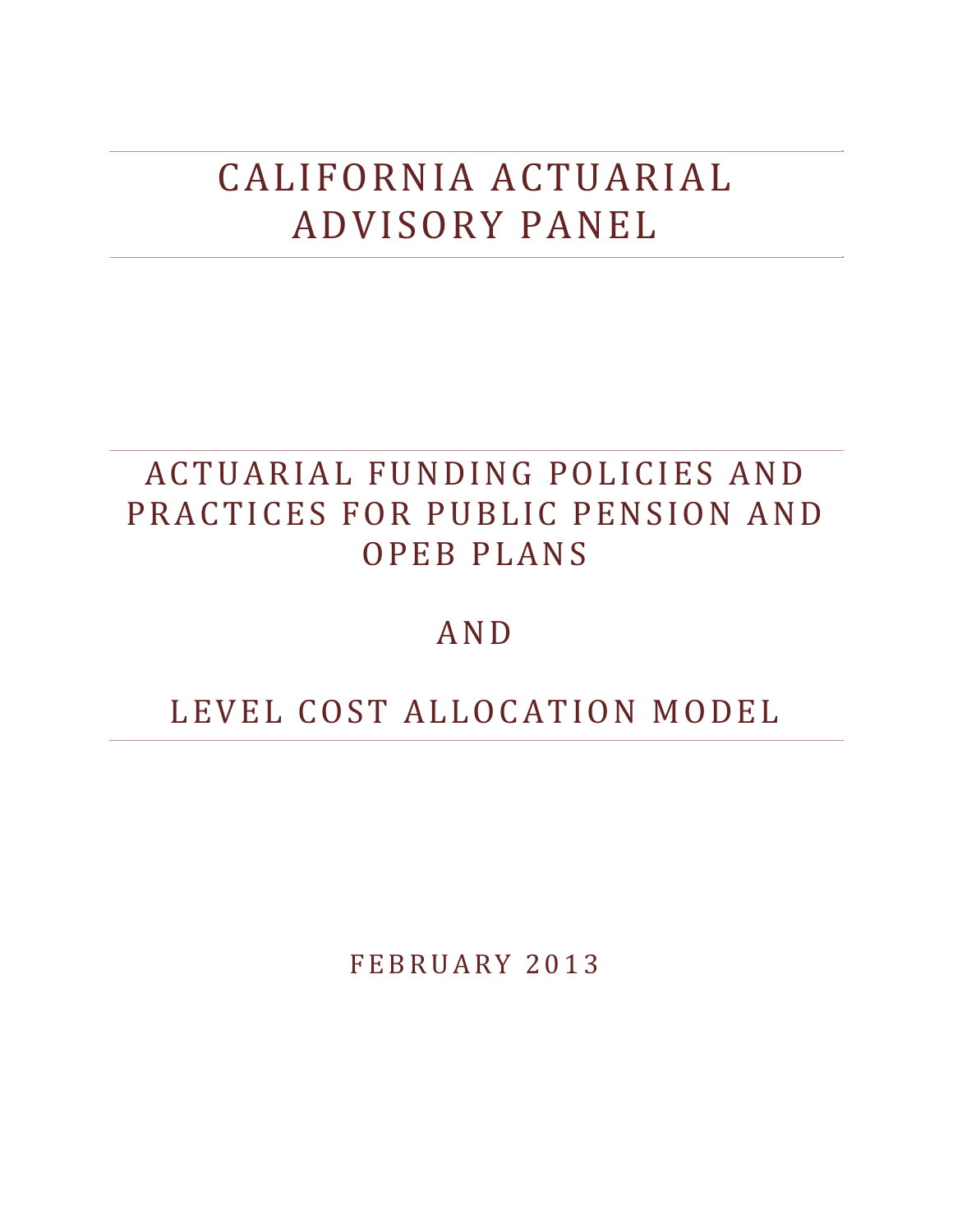# CALIFORNIA ACTUARIAL ADVISORY PANEL

# ACTUARIAL FUNDING POLICIES AND PRACTICES FOR PUBLIC PENSION AND OPEB PLANS

# AND

# LEVEL COST ALLOCATION MODEL

FEBRUARY 2013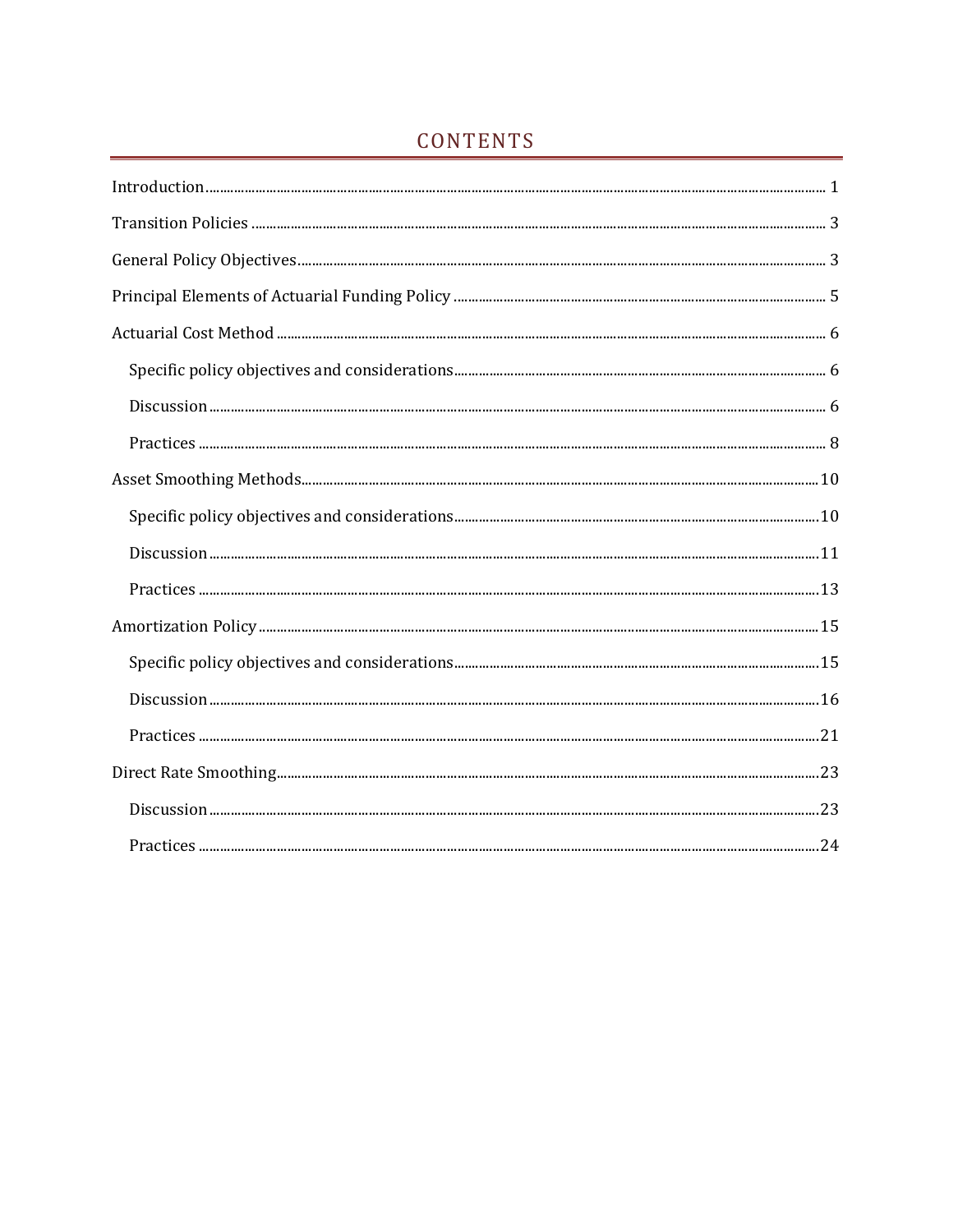# CONTENTS

Introduction ........ 1

Transition Policies ........ 3

General Policy Objectives ........ 3

Principal Elements of Actuarial Funding Policy ........ 5

Actuarial Cost Method ........ 6

- Specific policy objectives and considerations ........ 6
- Discussion ........ 6
- Practices ........ 8

Asset Smoothing Methods ........ 10

- Specific policy objectives and considerations ........ 10
- Discussion ........ 11
- Practices ........ 13

Amortization Policy ........ 15

- Specific policy objectives and considerations ........ 15
- Discussion ........ 16
- Practices ........ 21

Direct Rate Smoothing ........ 23

- Discussion ........ 23
- Practices ........ 24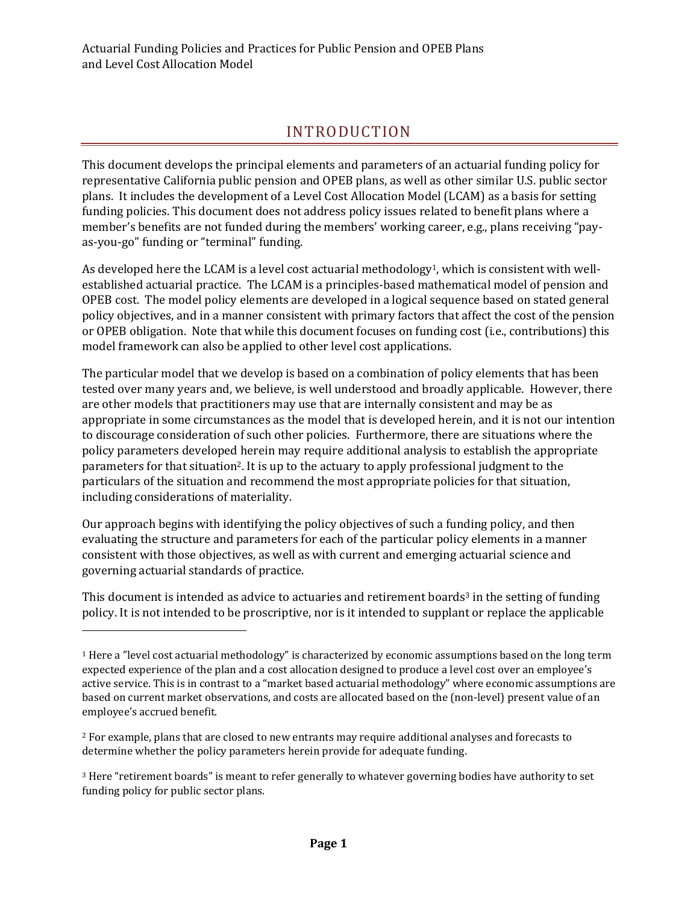# INTRODUCTION

This document develops the principal elements and parameters of an actuarial funding policy for representative California public pension and OPEB plans, as well as other similar U.S. public sector plans. It includes the development of a Level Cost Allocation Model (LCAM) as a basis for setting funding policies. This document does not address policy issues related to benefit plans where a member's benefits are not funded during the members' working career, e.g., plans receiving "pay-as-you-go" funding or "terminal" funding.

As developed here the LCAM is a level cost actuarial methodology[1], which is consistent with well-established actuarial practice. The LCAM is a principles-based mathematical model of pension and OPEB cost. The model policy elements are developed in a logical sequence based on stated general policy objectives, and in a manner consistent with primary factors that affect the cost of the pension or OPEB obligation. Note that while this document focuses on funding cost (i.e., contributions) this model framework can also be applied to other level cost applications.

The particular model that we develop is based on a combination of policy elements that has been tested over many years and, we believe, is well understood and broadly applicable. However, there are other models that practitioners may use that are internally consistent and may be as appropriate in some circumstances as the model that is developed herein, and it is not our intention to discourage consideration of such other policies. Furthermore, there are situations where the policy parameters developed herein may require additional analysis to establish the appropriate parameters for that situation[2]. It is up to the actuary to apply professional judgment to the particulars of the situation and recommend the most appropriate policies for that situation, including considerations of materiality.

Our approach begins with identifying the policy objectives of such a funding policy, and then evaluating the structure and parameters for each of the particular policy elements in a manner consistent with those objectives, as well as with current and emerging actuarial science and governing actuarial standards of practice.

This document is intended as advice to actuaries and retirement boards[3] in the setting of funding policy. It is not intended to be proscriptive, nor is it intended to supplant or replace the applicable

---

[1] Here a "level cost actuarial methodology" is characterized by economic assumptions based on the long term expected experience of the plan and a cost allocation designed to produce a level cost over an employee's active service. This is in contrast to a "market based actuarial methodology" where economic assumptions are based on current market observations, and costs are allocated based on the (non-level) present value of an employee's accrued benefit.

[2] For example, plans that are closed to new entrants may require additional analyses and forecasts to determine whether the policy parameters herein provide for adequate funding.

[3] Here "retirement boards" is meant to refer generally to whatever governing bodies have authority to set funding policy for public sector plans.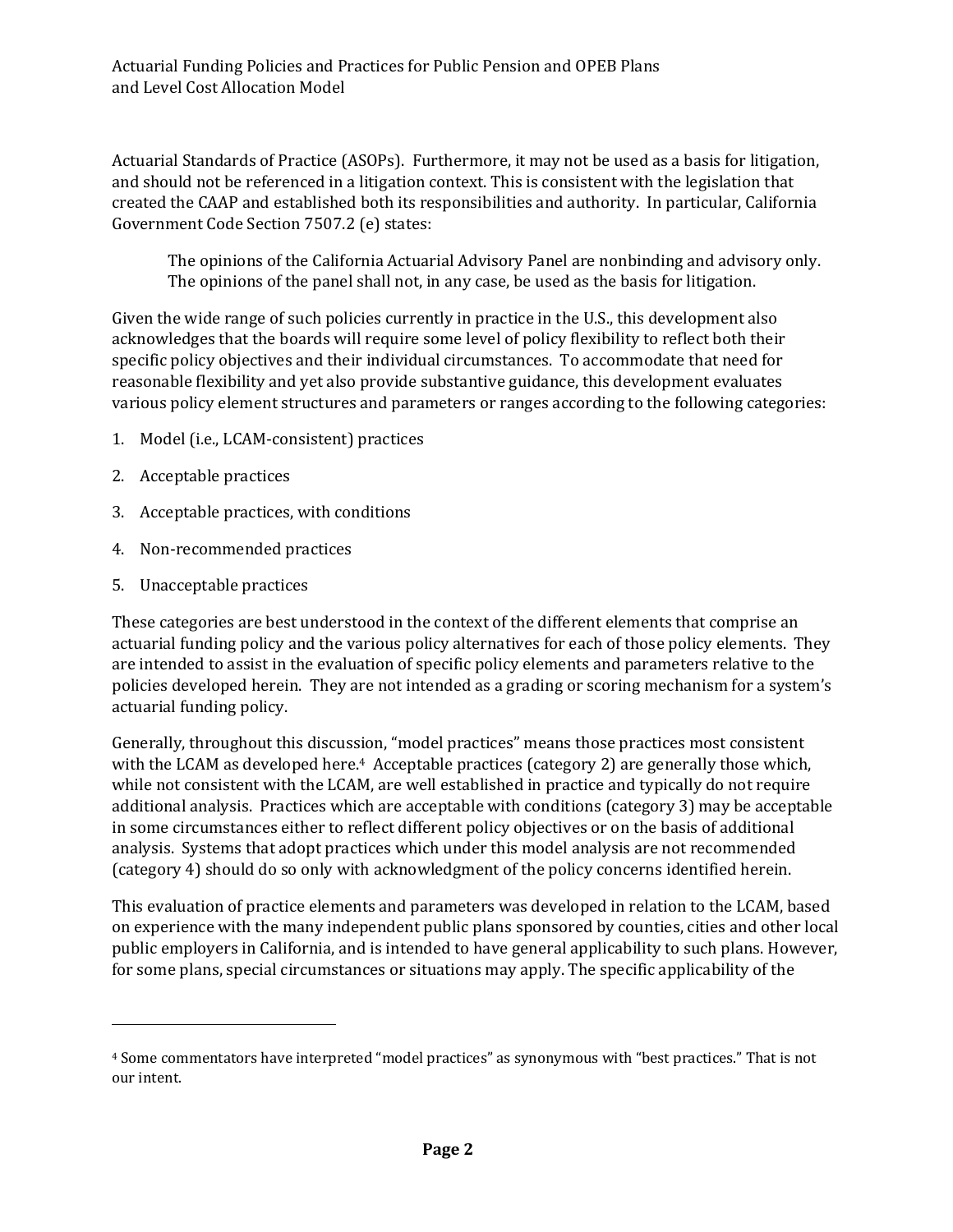Actuarial Standards of Practice (ASOPs). Furthermore, it may not be used as a basis for litigation, and should not be referenced in a litigation context. This is consistent with the legislation that created the CAAP and established both its responsibilities and authority. In particular, California Government Code Section 7507.2 (e) states:

> The opinions of the California Actuarial Advisory Panel are nonbinding and advisory only. The opinions of the panel shall not, in any case, be used as the basis for litigation.

Given the wide range of such policies currently in practice in the U.S., this development also acknowledges that the boards will require some level of policy flexibility to reflect both their specific policy objectives and their individual circumstances. To accommodate that need for reasonable flexibility and yet also provide substantive guidance, this development evaluates various policy element structures and parameters or ranges according to the following categories:

1. Model (i.e., LCAM-consistent) practices
2. Acceptable practices
3. Acceptable practices, with conditions
4. Non-recommended practices
5. Unacceptable practices

These categories are best understood in the context of the different elements that comprise an actuarial funding policy and the various policy alternatives for each of those policy elements. They are intended to assist in the evaluation of specific policy elements and parameters relative to the policies developed herein. They are not intended as a grading or scoring mechanism for a system's actuarial funding policy.

Generally, throughout this discussion, "model practices" means those practices most consistent with the LCAM as developed here.[4] Acceptable practices (category 2) are generally those which, while not consistent with the LCAM, are well established in practice and typically do not require additional analysis. Practices which are acceptable with conditions (category 3) may be acceptable in some circumstances either to reflect different policy objectives or on the basis of additional analysis. Systems that adopt practices which under this model analysis are not recommended (category 4) should do so only with acknowledgment of the policy concerns identified herein.

This evaluation of practice elements and parameters was developed in relation to the LCAM, based on experience with the many independent public plans sponsored by counties, cities and other local public employers in California, and is intended to have general applicability to such plans. However, for some plans, special circumstances or situations may apply. The specific applicability of the

---

[4] Some commentators have interpreted "model practices" as synonymous with "best practices." That is not our intent.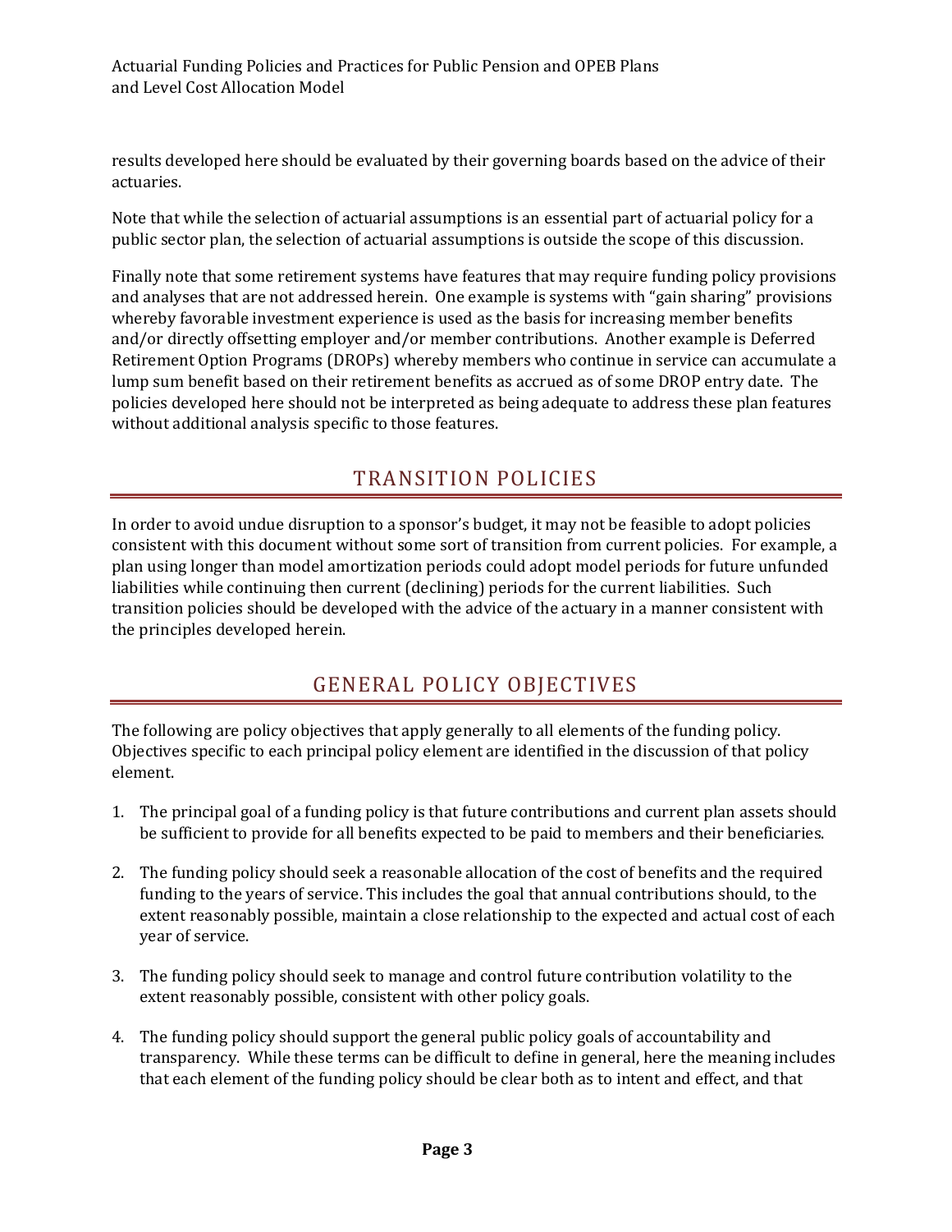results developed here should be evaluated by their governing boards based on the advice of their actuaries.

Note that while the selection of actuarial assumptions is an essential part of actuarial policy for a public sector plan, the selection of actuarial assumptions is outside the scope of this discussion.

Finally note that some retirement systems have features that may require funding policy provisions and analyses that are not addressed herein. One example is systems with "gain sharing" provisions whereby favorable investment experience is used as the basis for increasing member benefits and/or directly offsetting employer and/or member contributions. Another example is Deferred Retirement Option Programs (DROPs) whereby members who continue in service can accumulate a lump sum benefit based on their retirement benefits as accrued as of some DROP entry date. The policies developed here should not be interpreted as being adequate to address these plan features without additional analysis specific to those features.

## TRANSITION POLICIES

In order to avoid undue disruption to a sponsor's budget, it may not be feasible to adopt policies consistent with this document without some sort of transition from current policies. For example, a plan using longer than model amortization periods could adopt model periods for future unfunded liabilities while continuing then current (declining) periods for the current liabilities. Such transition policies should be developed with the advice of the actuary in a manner consistent with the principles developed herein.

## GENERAL POLICY OBJECTIVES

The following are policy objectives that apply generally to all elements of the funding policy. Objectives specific to each principal policy element are identified in the discussion of that policy element.

1. The principal goal of a funding policy is that future contributions and current plan assets should be sufficient to provide for all benefits expected to be paid to members and their beneficiaries.

2. The funding policy should seek a reasonable allocation of the cost of benefits and the required funding to the years of service. This includes the goal that annual contributions should, to the extent reasonably possible, maintain a close relationship to the expected and actual cost of each year of service.

3. The funding policy should seek to manage and control future contribution volatility to the extent reasonably possible, consistent with other policy goals.

4. The funding policy should support the general public policy goals of accountability and transparency. While these terms can be difficult to define in general, here the meaning includes that each element of the funding policy should be clear both as to intent and effect, and that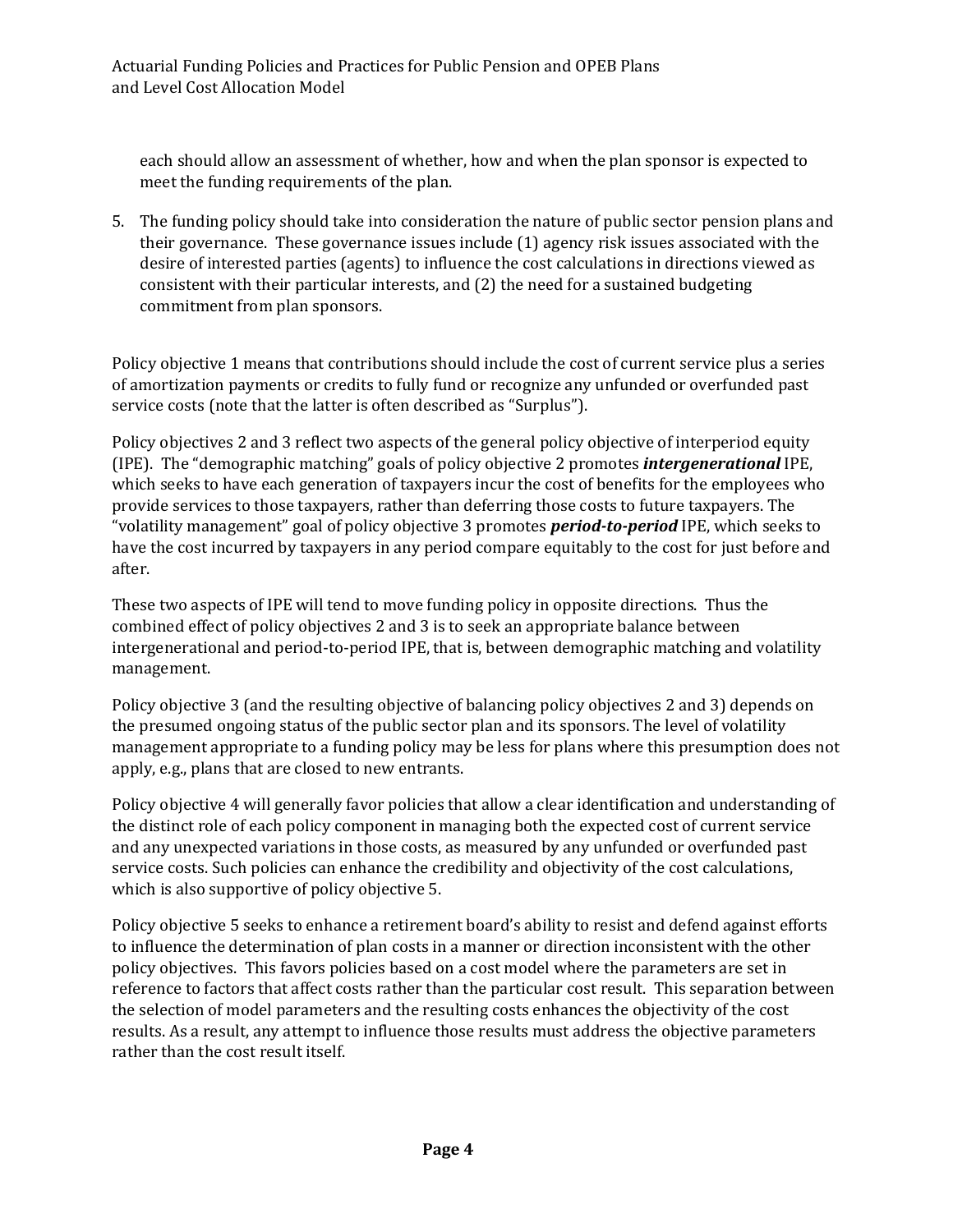each should allow an assessment of whether, how and when the plan sponsor is expected to meet the funding requirements of the plan.

5. The funding policy should take into consideration the nature of public sector pension plans and their governance. These governance issues include (1) agency risk issues associated with the desire of interested parties (agents) to influence the cost calculations in directions viewed as consistent with their particular interests, and (2) the need for a sustained budgeting commitment from plan sponsors.

Policy objective 1 means that contributions should include the cost of current service plus a series of amortization payments or credits to fully fund or recognize any unfunded or overfunded past service costs (note that the latter is often described as "Surplus").

Policy objectives 2 and 3 reflect two aspects of the general policy objective of interperiod equity (IPE). The "demographic matching" goals of policy objective 2 promotes ***intergenerational*** IPE, which seeks to have each generation of taxpayers incur the cost of benefits for the employees who provide services to those taxpayers, rather than deferring those costs to future taxpayers. The "volatility management" goal of policy objective 3 promotes ***period-to-period*** IPE, which seeks to have the cost incurred by taxpayers in any period compare equitably to the cost for just before and after.

These two aspects of IPE will tend to move funding policy in opposite directions. Thus the combined effect of policy objectives 2 and 3 is to seek an appropriate balance between intergenerational and period-to-period IPE, that is, between demographic matching and volatility management.

Policy objective 3 (and the resulting objective of balancing policy objectives 2 and 3) depends on the presumed ongoing status of the public sector plan and its sponsors. The level of volatility management appropriate to a funding policy may be less for plans where this presumption does not apply, e.g., plans that are closed to new entrants.

Policy objective 4 will generally favor policies that allow a clear identification and understanding of the distinct role of each policy component in managing both the expected cost of current service and any unexpected variations in those costs, as measured by any unfunded or overfunded past service costs. Such policies can enhance the credibility and objectivity of the cost calculations, which is also supportive of policy objective 5.

Policy objective 5 seeks to enhance a retirement board's ability to resist and defend against efforts to influence the determination of plan costs in a manner or direction inconsistent with the other policy objectives. This favors policies based on a cost model where the parameters are set in reference to factors that affect costs rather than the particular cost result. This separation between the selection of model parameters and the resulting costs enhances the objectivity of the cost results. As a result, any attempt to influence those results must address the objective parameters rather than the cost result itself.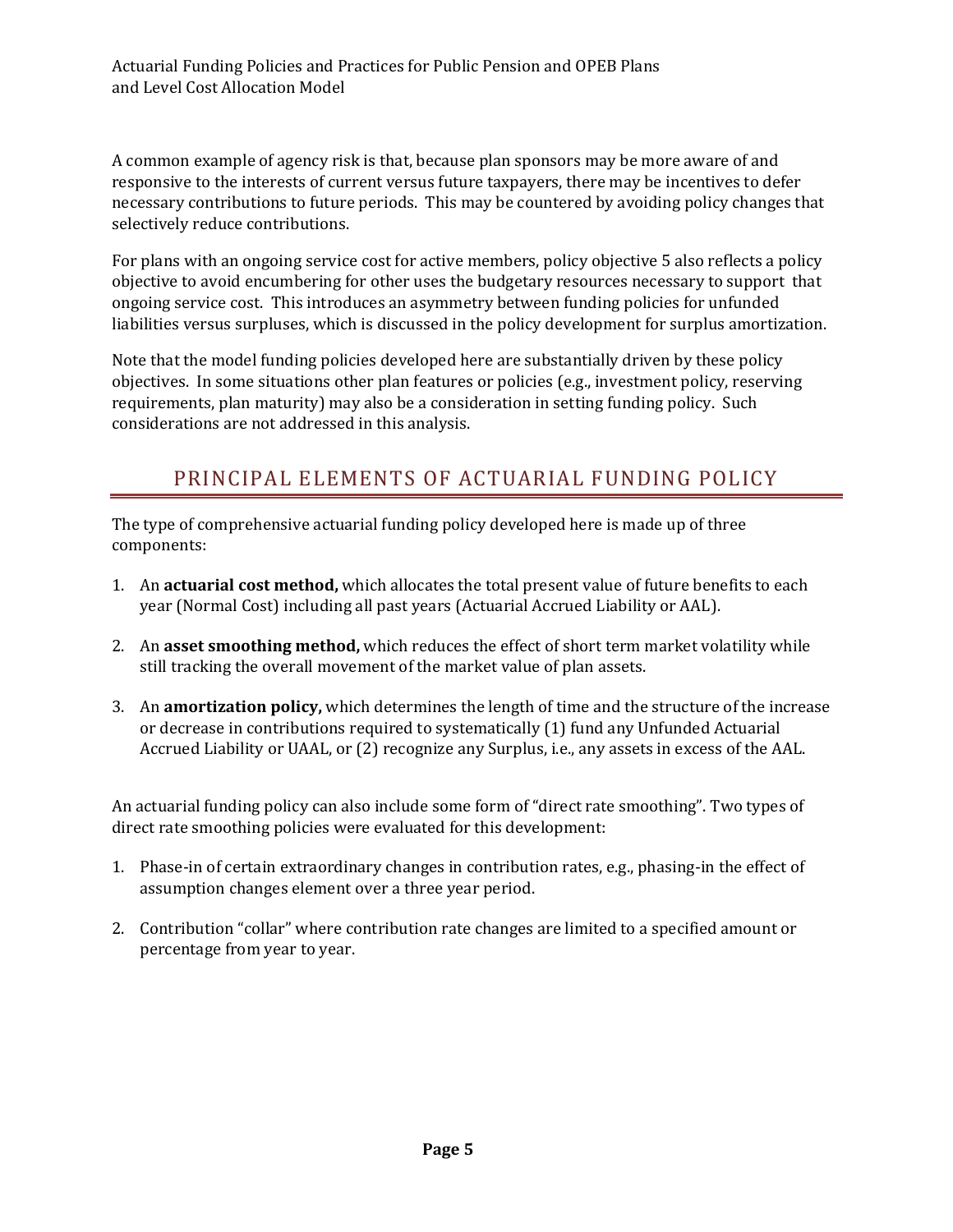A common example of agency risk is that, because plan sponsors may be more aware of and responsive to the interests of current versus future taxpayers, there may be incentives to defer necessary contributions to future periods. This may be countered by avoiding policy changes that selectively reduce contributions.

For plans with an ongoing service cost for active members, policy objective 5 also reflects a policy objective to avoid encumbering for other uses the budgetary resources necessary to support that ongoing service cost. This introduces an asymmetry between funding policies for unfunded liabilities versus surpluses, which is discussed in the policy development for surplus amortization.

Note that the model funding policies developed here are substantially driven by these policy objectives. In some situations other plan features or policies (e.g., investment policy, reserving requirements, plan maturity) may also be a consideration in setting funding policy. Such considerations are not addressed in this analysis.

## PRINCIPAL ELEMENTS OF ACTUARIAL FUNDING POLICY

The type of comprehensive actuarial funding policy developed here is made up of three components:

1. An **actuarial cost method,** which allocates the total present value of future benefits to each year (Normal Cost) including all past years (Actuarial Accrued Liability or AAL).

2. An **asset smoothing method,** which reduces the effect of short term market volatility while still tracking the overall movement of the market value of plan assets.

3. An **amortization policy,** which determines the length of time and the structure of the increase or decrease in contributions required to systematically (1) fund any Unfunded Actuarial Accrued Liability or UAAL, or (2) recognize any Surplus, i.e., any assets in excess of the AAL.

An actuarial funding policy can also include some form of "direct rate smoothing". Two types of direct rate smoothing policies were evaluated for this development:

1. Phase-in of certain extraordinary changes in contribution rates, e.g., phasing-in the effect of assumption changes element over a three year period.

2. Contribution "collar" where contribution rate changes are limited to a specified amount or percentage from year to year.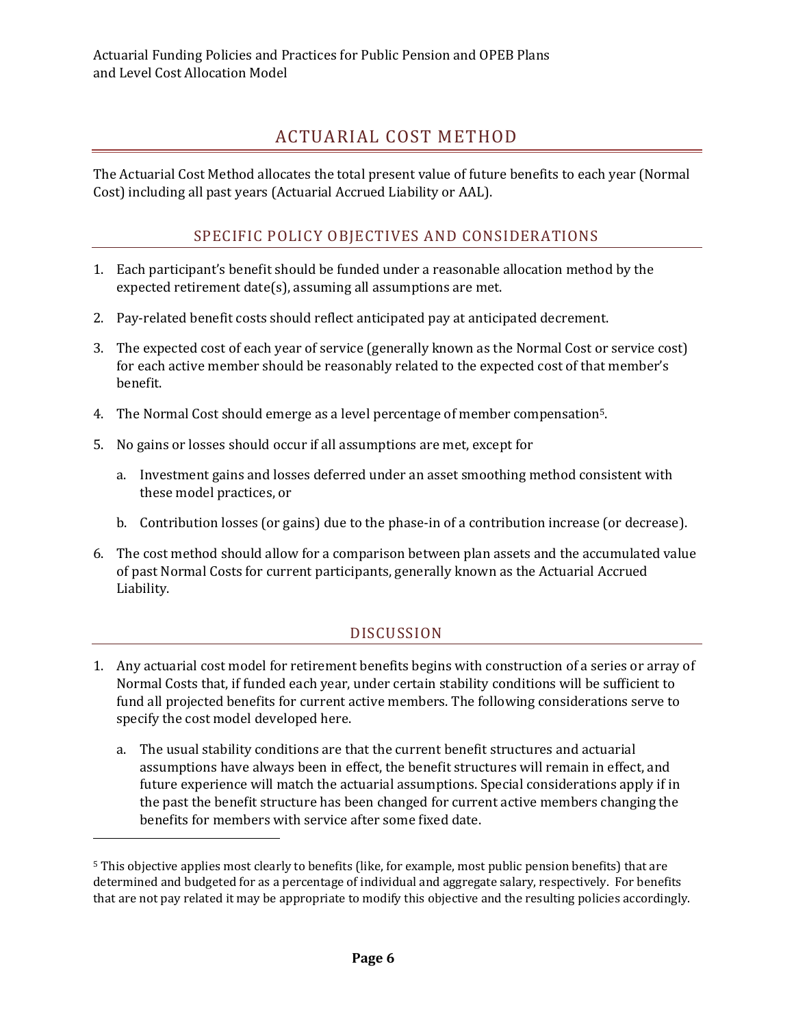# ACTUARIAL COST METHOD

The Actuarial Cost Method allocates the total present value of future benefits to each year (Normal Cost) including all past years (Actuarial Accrued Liability or AAL).

## SPECIFIC POLICY OBJECTIVES AND CONSIDERATIONS

1. Each participant's benefit should be funded under a reasonable allocation method by the expected retirement date(s), assuming all assumptions are met.
2. Pay-related benefit costs should reflect anticipated pay at anticipated decrement.
3. The expected cost of each year of service (generally known as the Normal Cost or service cost) for each active member should be reasonably related to the expected cost of that member's benefit.
4. The Normal Cost should emerge as a level percentage of member compensation[5].
5. No gains or losses should occur if all assumptions are met, except for
   a. Investment gains and losses deferred under an asset smoothing method consistent with these model practices, or
   b. Contribution losses (or gains) due to the phase-in of a contribution increase (or decrease).
6. The cost method should allow for a comparison between plan assets and the accumulated value of past Normal Costs for current participants, generally known as the Actuarial Accrued Liability.

## DISCUSSION

1. Any actuarial cost model for retirement benefits begins with construction of a series or array of Normal Costs that, if funded each year, under certain stability conditions will be sufficient to fund all projected benefits for current active members. The following considerations serve to specify the cost model developed here.
   a. The usual stability conditions are that the current benefit structures and actuarial assumptions have always been in effect, the benefit structures will remain in effect, and future experience will match the actuarial assumptions. Special considerations apply if in the past the benefit structure has been changed for current active members changing the benefits for members with service after some fixed date.

[5] This objective applies most clearly to benefits (like, for example, most public pension benefits) that are determined and budgeted for as a percentage of individual and aggregate salary, respectively. For benefits that are not pay related it may be appropriate to modify this objective and the resulting policies accordingly.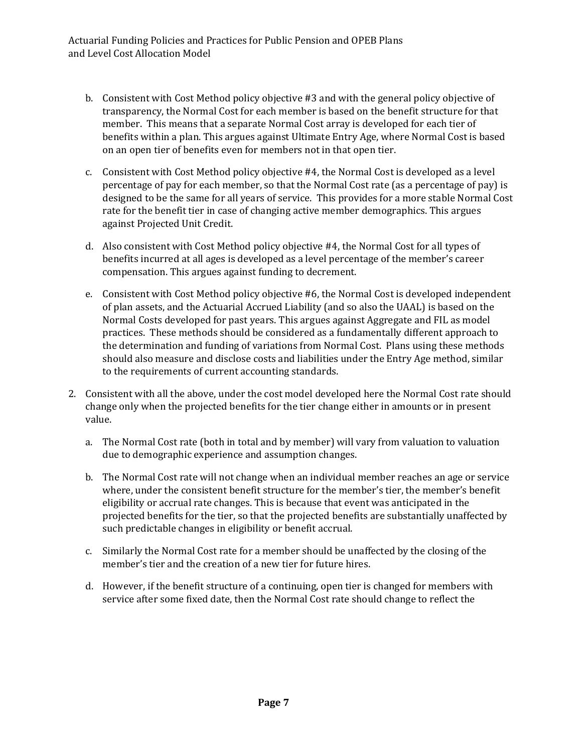b. Consistent with Cost Method policy objective #3 and with the general policy objective of transparency, the Normal Cost for each member is based on the benefit structure for that member. This means that a separate Normal Cost array is developed for each tier of benefits within a plan. This argues against Ultimate Entry Age, where Normal Cost is based on an open tier of benefits even for members not in that open tier.

c. Consistent with Cost Method policy objective #4, the Normal Cost is developed as a level percentage of pay for each member, so that the Normal Cost rate (as a percentage of pay) is designed to be the same for all years of service. This provides for a more stable Normal Cost rate for the benefit tier in case of changing active member demographics. This argues against Projected Unit Credit.

d. Also consistent with Cost Method policy objective #4, the Normal Cost for all types of benefits incurred at all ages is developed as a level percentage of the member's career compensation. This argues against funding to decrement.

e. Consistent with Cost Method policy objective #6, the Normal Cost is developed independent of plan assets, and the Actuarial Accrued Liability (and so also the UAAL) is based on the Normal Costs developed for past years. This argues against Aggregate and FIL as model practices. These methods should be considered as a fundamentally different approach to the determination and funding of variations from Normal Cost. Plans using these methods should also measure and disclose costs and liabilities under the Entry Age method, similar to the requirements of current accounting standards.

2. Consistent with all the above, under the cost model developed here the Normal Cost rate should change only when the projected benefits for the tier change either in amounts or in present value.

   a. The Normal Cost rate (both in total and by member) will vary from valuation to valuation due to demographic experience and assumption changes.

   b. The Normal Cost rate will not change when an individual member reaches an age or service where, under the consistent benefit structure for the member's tier, the member's benefit eligibility or accrual rate changes. This is because that event was anticipated in the projected benefits for the tier, so that the projected benefits are substantially unaffected by such predictable changes in eligibility or benefit accrual.

   c. Similarly the Normal Cost rate for a member should be unaffected by the closing of the member's tier and the creation of a new tier for future hires.

   d. However, if the benefit structure of a continuing, open tier is changed for members with service after some fixed date, then the Normal Cost rate should change to reflect the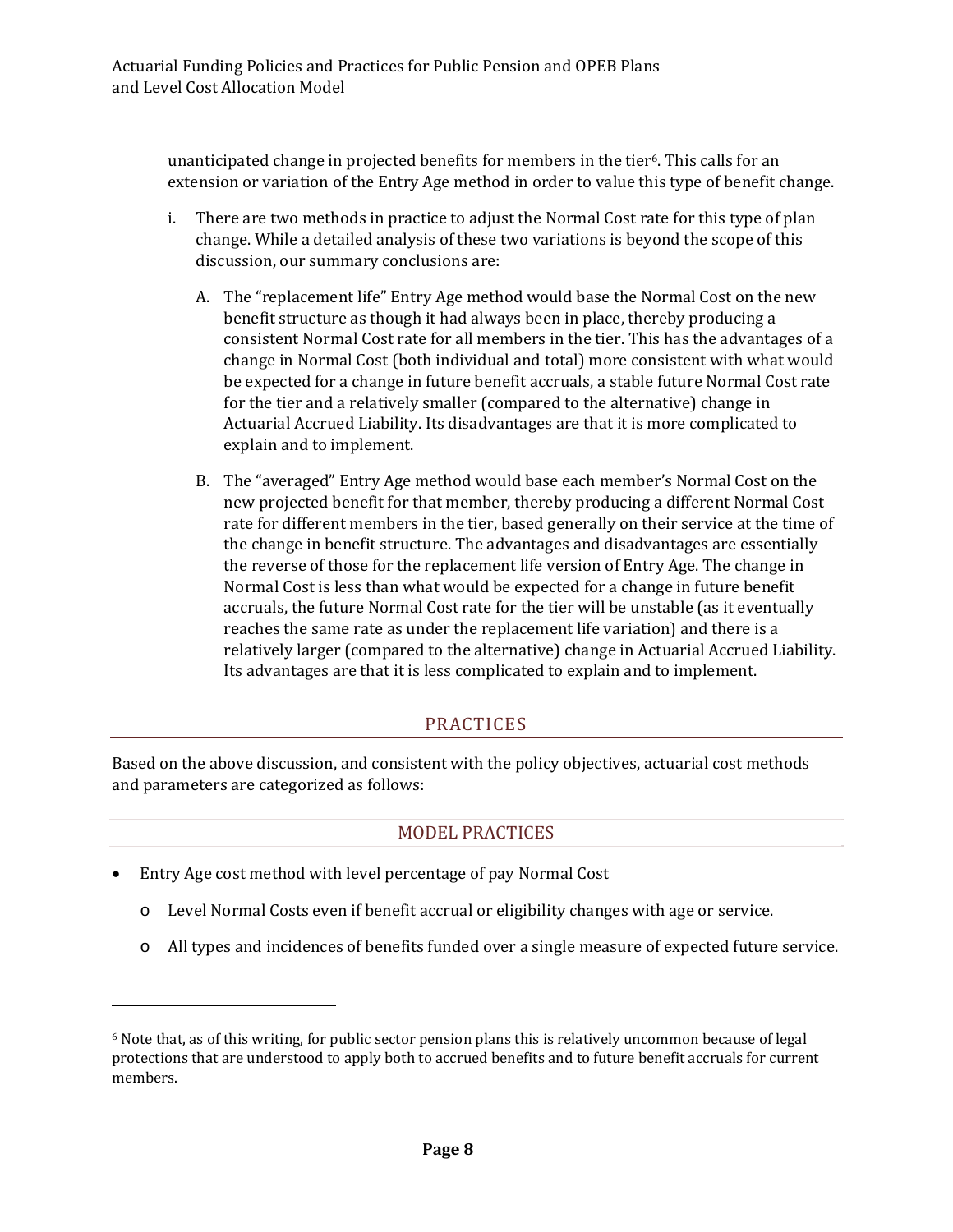unanticipated change in projected benefits for members in the tier[6]. This calls for an extension or variation of the Entry Age method in order to value this type of benefit change.

i. There are two methods in practice to adjust the Normal Cost rate for this type of plan change. While a detailed analysis of these two variations is beyond the scope of this discussion, our summary conclusions are:

   A. The "replacement life" Entry Age method would base the Normal Cost on the new benefit structure as though it had always been in place, thereby producing a consistent Normal Cost rate for all members in the tier. This has the advantages of a change in Normal Cost (both individual and total) more consistent with what would be expected for a change in future benefit accruals, a stable future Normal Cost rate for the tier and a relatively smaller (compared to the alternative) change in Actuarial Accrued Liability. Its disadvantages are that it is more complicated to explain and to implement.

   B. The "averaged" Entry Age method would base each member's Normal Cost on the new projected benefit for that member, thereby producing a different Normal Cost rate for different members in the tier, based generally on their service at the time of the change in benefit structure. The advantages and disadvantages are essentially the reverse of those for the replacement life version of Entry Age. The change in Normal Cost is less than what would be expected for a change in future benefit accruals, the future Normal Cost rate for the tier will be unstable (as it eventually reaches the same rate as under the replacement life variation) and there is a relatively larger (compared to the alternative) change in Actuarial Accrued Liability. Its advantages are that it is less complicated to explain and to implement.

## PRACTICES

Based on the above discussion, and consistent with the policy objectives, actuarial cost methods and parameters are categorized as follows:

### MODEL PRACTICES

- Entry Age cost method with level percentage of pay Normal Cost
  - Level Normal Costs even if benefit accrual or eligibility changes with age or service.
  - All types and incidences of benefits funded over a single measure of expected future service.

---

[6] Note that, as of this writing, for public sector pension plans this is relatively uncommon because of legal protections that are understood to apply both to accrued benefits and to future benefit accruals for current members.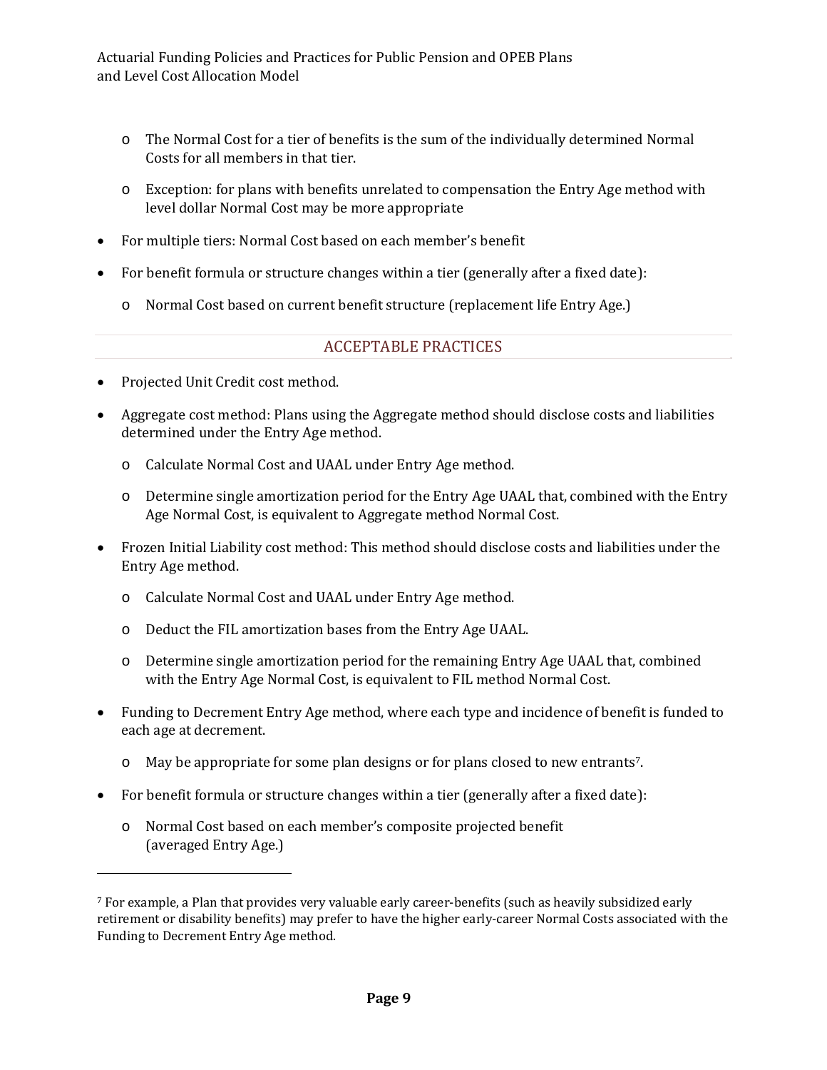- The Normal Cost for a tier of benefits is the sum of the individually determined Normal Costs for all members in that tier.
  - Exception: for plans with benefits unrelated to compensation the Entry Age method with level dollar Normal Cost may be more appropriate
- For multiple tiers: Normal Cost based on each member's benefit
- For benefit formula or structure changes within a tier (generally after a fixed date):
  - Normal Cost based on current benefit structure (replacement life Entry Age.)

## ACCEPTABLE PRACTICES

- Projected Unit Credit cost method.
- Aggregate cost method: Plans using the Aggregate method should disclose costs and liabilities determined under the Entry Age method.
  - Calculate Normal Cost and UAAL under Entry Age method.
  - Determine single amortization period for the Entry Age UAAL that, combined with the Entry Age Normal Cost, is equivalent to Aggregate method Normal Cost.
- Frozen Initial Liability cost method: This method should disclose costs and liabilities under the Entry Age method.
  - Calculate Normal Cost and UAAL under Entry Age method.
  - Deduct the FIL amortization bases from the Entry Age UAAL.
  - Determine single amortization period for the remaining Entry Age UAAL that, combined with the Entry Age Normal Cost, is equivalent to FIL method Normal Cost.
- Funding to Decrement Entry Age method, where each type and incidence of benefit is funded to each age at decrement.
  - May be appropriate for some plan designs or for plans closed to new entrants[7].
- For benefit formula or structure changes within a tier (generally after a fixed date):
  - Normal Cost based on each member's composite projected benefit (averaged Entry Age.)

---

[7] For example, a Plan that provides very valuable early career-benefits (such as heavily subsidized early retirement or disability benefits) may prefer to have the higher early-career Normal Costs associated with the Funding to Decrement Entry Age method.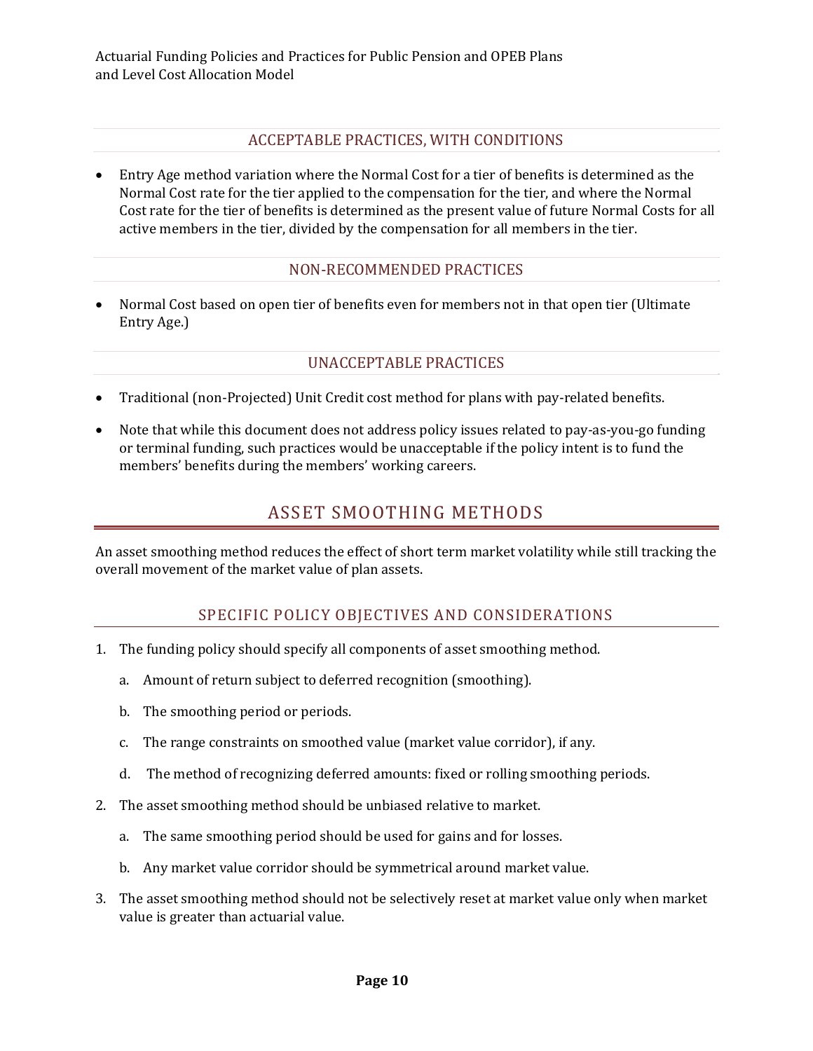### ACCEPTABLE PRACTICES, WITH CONDITIONS

- Entry Age method variation where the Normal Cost for a tier of benefits is determined as the Normal Cost rate for the tier applied to the compensation for the tier, and where the Normal Cost rate for the tier of benefits is determined as the present value of future Normal Costs for all active members in the tier, divided by the compensation for all members in the tier.

### NON-RECOMMENDED PRACTICES

- Normal Cost based on open tier of benefits even for members not in that open tier (Ultimate Entry Age.)

### UNACCEPTABLE PRACTICES

- Traditional (non-Projected) Unit Credit cost method for plans with pay-related benefits.
- Note that while this document does not address policy issues related to pay-as-you-go funding or terminal funding, such practices would be unacceptable if the policy intent is to fund the members' benefits during the members' working careers.

## ASSET SMOOTHING METHODS

An asset smoothing method reduces the effect of short term market volatility while still tracking the overall movement of the market value of plan assets.

### SPECIFIC POLICY OBJECTIVES AND CONSIDERATIONS

1. The funding policy should specify all components of asset smoothing method.
   a. Amount of return subject to deferred recognition (smoothing).
   b. The smoothing period or periods.
   c. The range constraints on smoothed value (market value corridor), if any.
   d. The method of recognizing deferred amounts: fixed or rolling smoothing periods.
2. The asset smoothing method should be unbiased relative to market.
   a. The same smoothing period should be used for gains and for losses.
   b. Any market value corridor should be symmetrical around market value.
3. The asset smoothing method should not be selectively reset at market value only when market value is greater than actuarial value.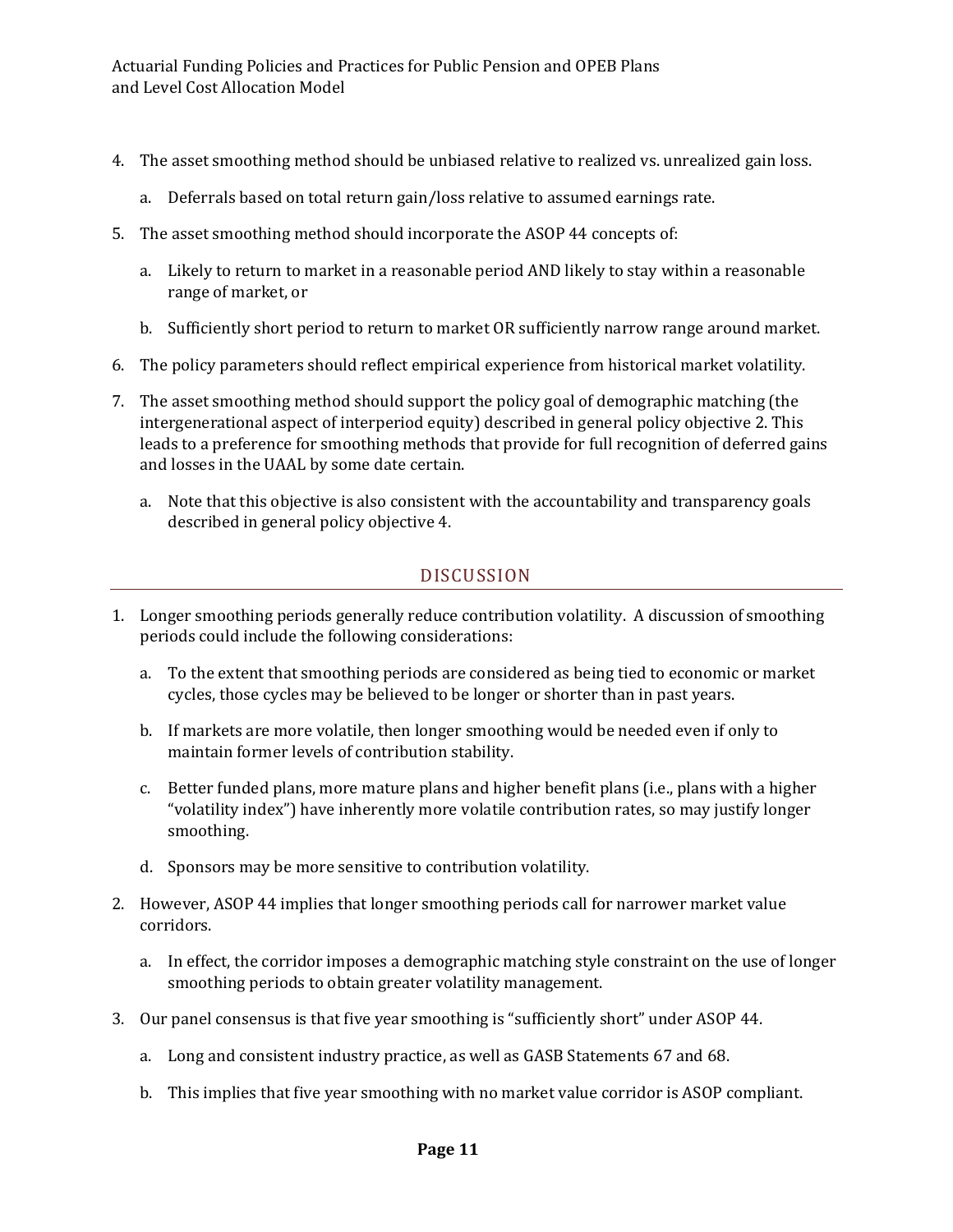4. The asset smoothing method should be unbiased relative to realized vs. unrealized gain loss.

   a. Deferrals based on total return gain/loss relative to assumed earnings rate.

5. The asset smoothing method should incorporate the ASOP 44 concepts of:

   a. Likely to return to market in a reasonable period AND likely to stay within a reasonable range of market, or

   b. Sufficiently short period to return to market OR sufficiently narrow range around market.

6. The policy parameters should reflect empirical experience from historical market volatility.

7. The asset smoothing method should support the policy goal of demographic matching (the intergenerational aspect of interperiod equity) described in general policy objective 2. This leads to a preference for smoothing methods that provide for full recognition of deferred gains and losses in the UAAL by some date certain.

   a. Note that this objective is also consistent with the accountability and transparency goals described in general policy objective 4.

## DISCUSSION

1. Longer smoothing periods generally reduce contribution volatility. A discussion of smoothing periods could include the following considerations:

   a. To the extent that smoothing periods are considered as being tied to economic or market cycles, those cycles may be believed to be longer or shorter than in past years.

   b. If markets are more volatile, then longer smoothing would be needed even if only to maintain former levels of contribution stability.

   c. Better funded plans, more mature plans and higher benefit plans (i.e., plans with a higher "volatility index") have inherently more volatile contribution rates, so may justify longer smoothing.

   d. Sponsors may be more sensitive to contribution volatility.

2. However, ASOP 44 implies that longer smoothing periods call for narrower market value corridors.

   a. In effect, the corridor imposes a demographic matching style constraint on the use of longer smoothing periods to obtain greater volatility management.

3. Our panel consensus is that five year smoothing is "sufficiently short" under ASOP 44.

   a. Long and consistent industry practice, as well as GASB Statements 67 and 68.

   b. This implies that five year smoothing with no market value corridor is ASOP compliant.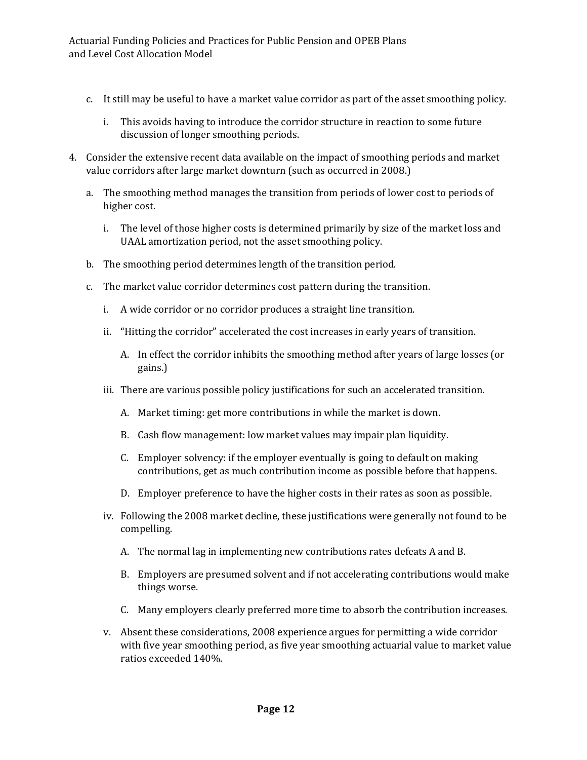c. It still may be useful to have a market value corridor as part of the asset smoothing policy.

   i. This avoids having to introduce the corridor structure in reaction to some future discussion of longer smoothing periods.

4. Consider the extensive recent data available on the impact of smoothing periods and market value corridors after large market downturn (such as occurred in 2008.)

   a. The smoothing method manages the transition from periods of lower cost to periods of higher cost.

      i. The level of those higher costs is determined primarily by size of the market loss and UAAL amortization period, not the asset smoothing policy.

   b. The smoothing period determines length of the transition period.

   c. The market value corridor determines cost pattern during the transition.

      i. A wide corridor or no corridor produces a straight line transition.

      ii. "Hitting the corridor" accelerated the cost increases in early years of transition.

         A. In effect the corridor inhibits the smoothing method after years of large losses (or gains.)

      iii. There are various possible policy justifications for such an accelerated transition.

         A. Market timing: get more contributions in while the market is down.

         B. Cash flow management: low market values may impair plan liquidity.

         C. Employer solvency: if the employer eventually is going to default on making contributions, get as much contribution income as possible before that happens.

         D. Employer preference to have the higher costs in their rates as soon as possible.

      iv. Following the 2008 market decline, these justifications were generally not found to be compelling.

         A. The normal lag in implementing new contributions rates defeats A and B.

         B. Employers are presumed solvent and if not accelerating contributions would make things worse.

         C. Many employers clearly preferred more time to absorb the contribution increases.

      v. Absent these considerations, 2008 experience argues for permitting a wide corridor with five year smoothing period, as five year smoothing actuarial value to market value ratios exceeded 140%.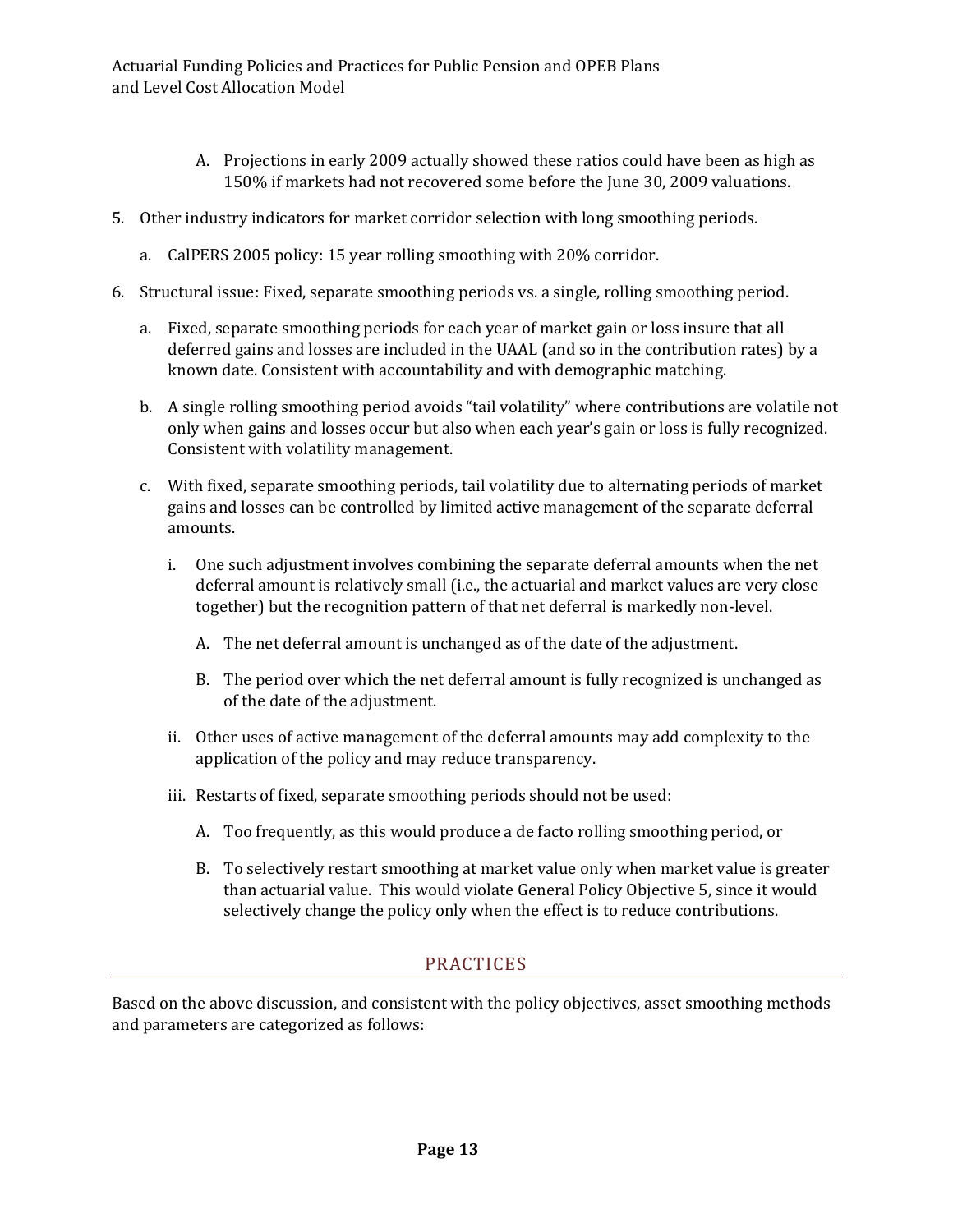A. Projections in early 2009 actually showed these ratios could have been as high as 150% if markets had not recovered some before the June 30, 2009 valuations.

5. Other industry indicators for market corridor selection with long smoothing periods.

   a. CalPERS 2005 policy: 15 year rolling smoothing with 20% corridor.

6. Structural issue: Fixed, separate smoothing periods vs. a single, rolling smoothing period.

   a. Fixed, separate smoothing periods for each year of market gain or loss insure that all deferred gains and losses are included in the UAAL (and so in the contribution rates) by a known date. Consistent with accountability and with demographic matching.

   b. A single rolling smoothing period avoids "tail volatility" where contributions are volatile not only when gains and losses occur but also when each year's gain or loss is fully recognized. Consistent with volatility management.

   c. With fixed, separate smoothing periods, tail volatility due to alternating periods of market gains and losses can be controlled by limited active management of the separate deferral amounts.

      i. One such adjustment involves combining the separate deferral amounts when the net deferral amount is relatively small (i.e., the actuarial and market values are very close together) but the recognition pattern of that net deferral is markedly non-level.

         A. The net deferral amount is unchanged as of the date of the adjustment.

         B. The period over which the net deferral amount is fully recognized is unchanged as of the date of the adjustment.

      ii. Other uses of active management of the deferral amounts may add complexity to the application of the policy and may reduce transparency.

      iii. Restarts of fixed, separate smoothing periods should not be used:

         A. Too frequently, as this would produce a de facto rolling smoothing period, or

         B. To selectively restart smoothing at market value only when market value is greater than actuarial value. This would violate General Policy Objective 5, since it would selectively change the policy only when the effect is to reduce contributions.

## PRACTICES

Based on the above discussion, and consistent with the policy objectives, asset smoothing methods and parameters are categorized as follows: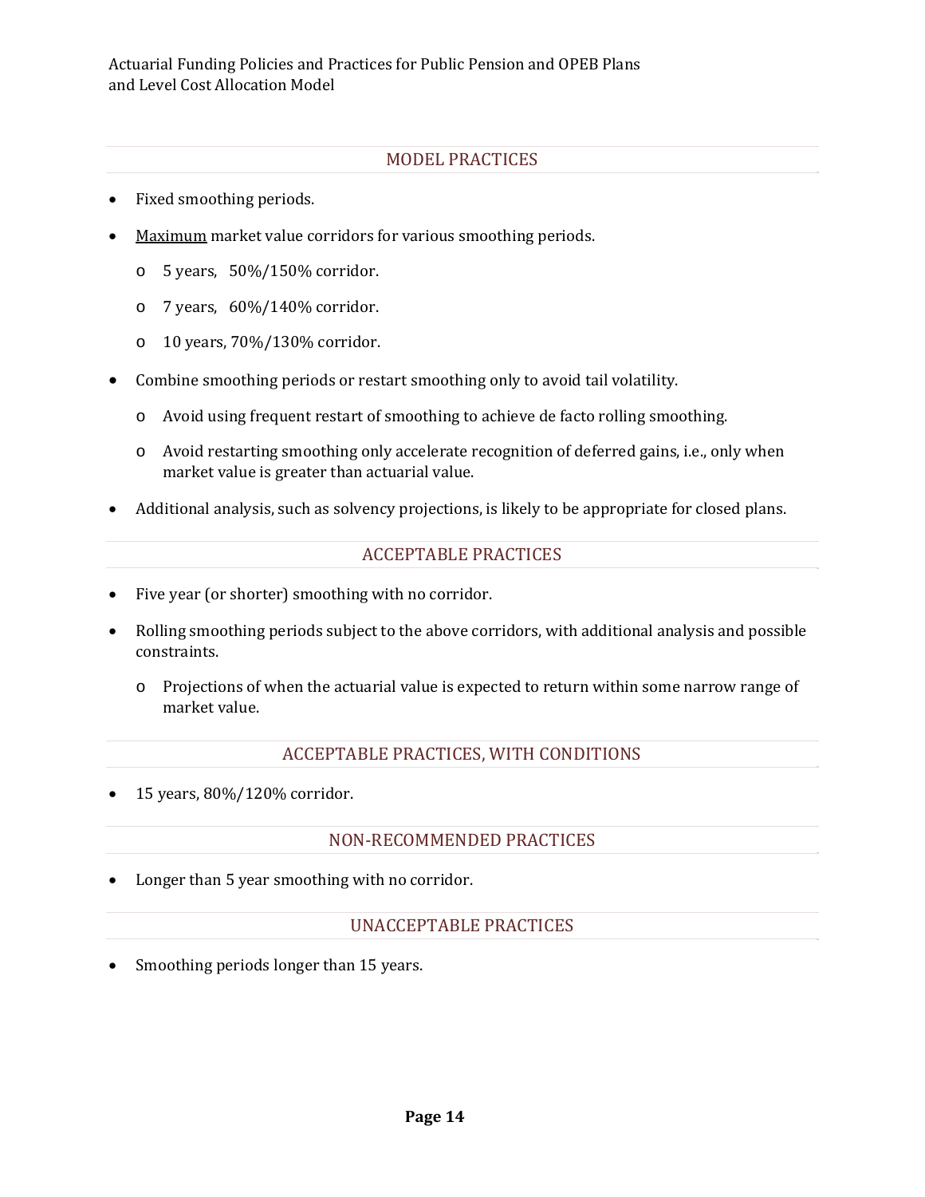## MODEL PRACTICES

- Fixed smoothing periods.
- Maximum market value corridors for various smoothing periods.
  - 5 years, 50%/150% corridor.
  - 7 years, 60%/140% corridor.
  - 10 years, 70%/130% corridor.
- Combine smoothing periods or restart smoothing only to avoid tail volatility.
  - Avoid using frequent restart of smoothing to achieve de facto rolling smoothing.
  - Avoid restarting smoothing only accelerate recognition of deferred gains, i.e., only when market value is greater than actuarial value.
- Additional analysis, such as solvency projections, is likely to be appropriate for closed plans.

## ACCEPTABLE PRACTICES

- Five year (or shorter) smoothing with no corridor.
- Rolling smoothing periods subject to the above corridors, with additional analysis and possible constraints.
  - Projections of when the actuarial value is expected to return within some narrow range of market value.

## ACCEPTABLE PRACTICES, WITH CONDITIONS

- 15 years, 80%/120% corridor.

## NON-RECOMMENDED PRACTICES

- Longer than 5 year smoothing with no corridor.

## UNACCEPTABLE PRACTICES

- Smoothing periods longer than 15 years.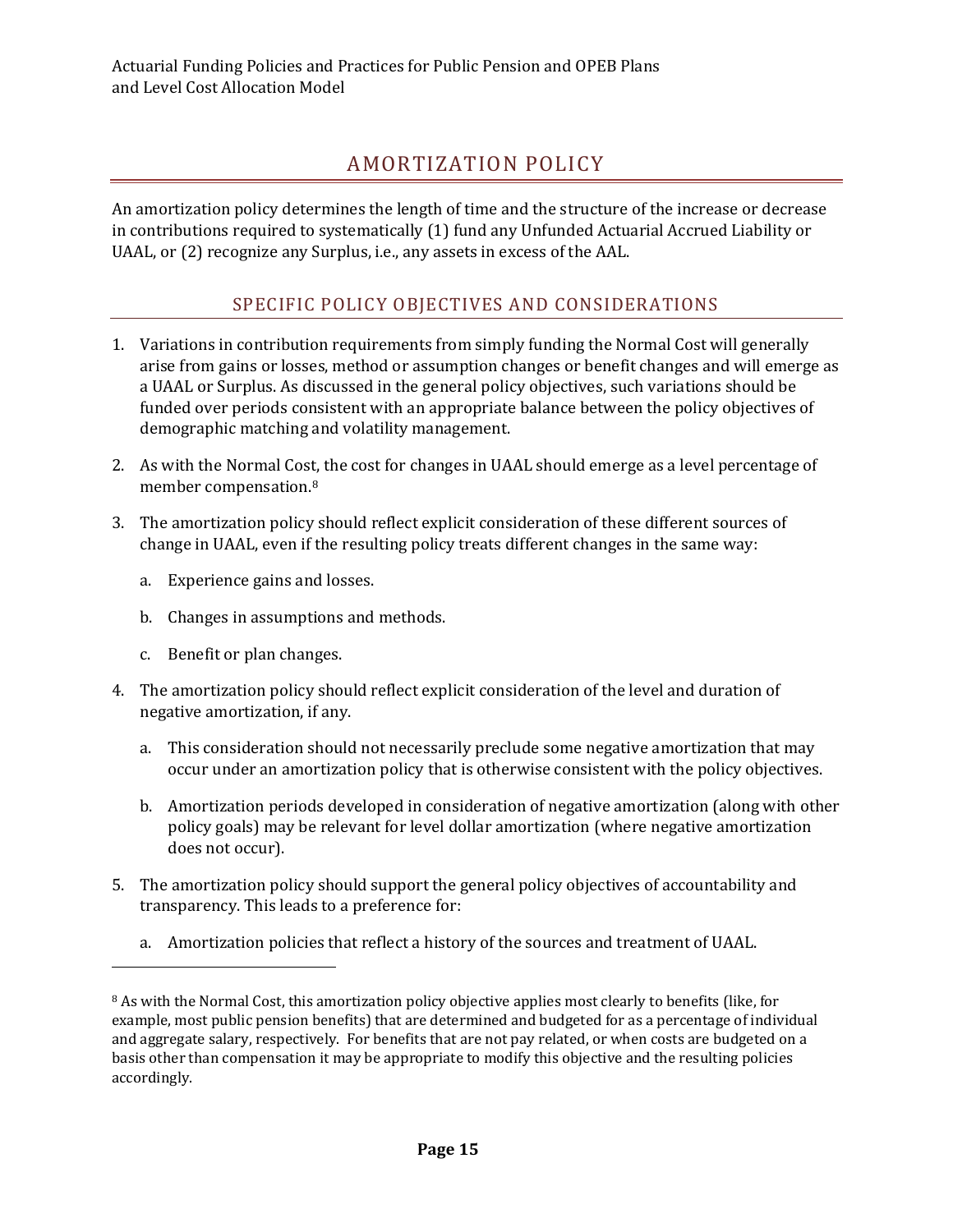## AMORTIZATION POLICY

An amortization policy determines the length of time and the structure of the increase or decrease in contributions required to systematically (1) fund any Unfunded Actuarial Accrued Liability or UAAL, or (2) recognize any Surplus, i.e., any assets in excess of the AAL.

### SPECIFIC POLICY OBJECTIVES AND CONSIDERATIONS

1. Variations in contribution requirements from simply funding the Normal Cost will generally arise from gains or losses, method or assumption changes or benefit changes and will emerge as a UAAL or Surplus. As discussed in the general policy objectives, such variations should be funded over periods consistent with an appropriate balance between the policy objectives of demographic matching and volatility management.

2. As with the Normal Cost, the cost for changes in UAAL should emerge as a level percentage of member compensation.[8]

3. The amortization policy should reflect explicit consideration of these different sources of change in UAAL, even if the resulting policy treats different changes in the same way:

   a. Experience gains and losses.

   b. Changes in assumptions and methods.

   c. Benefit or plan changes.

4. The amortization policy should reflect explicit consideration of the level and duration of negative amortization, if any.

   a. This consideration should not necessarily preclude some negative amortization that may occur under an amortization policy that is otherwise consistent with the policy objectives.

   b. Amortization periods developed in consideration of negative amortization (along with other policy goals) may be relevant for level dollar amortization (where negative amortization does not occur).

5. The amortization policy should support the general policy objectives of accountability and transparency. This leads to a preference for:

   a. Amortization policies that reflect a history of the sources and treatment of UAAL.

[8] As with the Normal Cost, this amortization policy objective applies most clearly to benefits (like, for example, most public pension benefits) that are determined and budgeted for as a percentage of individual and aggregate salary, respectively. For benefits that are not pay related, or when costs are budgeted on a basis other than compensation it may be appropriate to modify this objective and the resulting policies accordingly.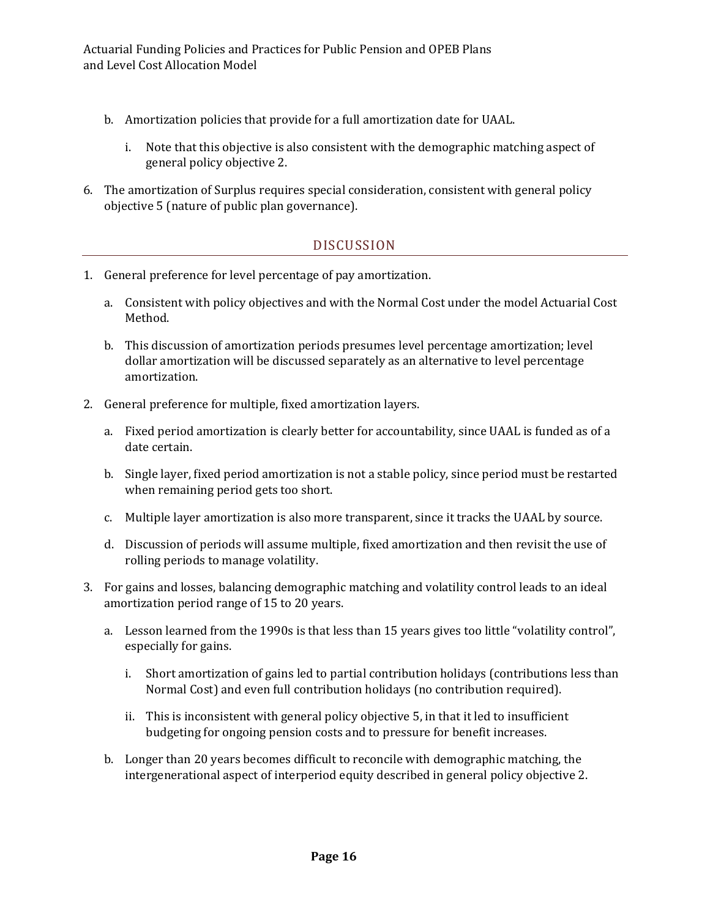b. Amortization policies that provide for a full amortization date for UAAL.

   i. Note that this objective is also consistent with the demographic matching aspect of general policy objective 2.

6. The amortization of Surplus requires special consideration, consistent with general policy objective 5 (nature of public plan governance).

## DISCUSSION

1. General preference for level percentage of pay amortization.

   a. Consistent with policy objectives and with the Normal Cost under the model Actuarial Cost Method.

   b. This discussion of amortization periods presumes level percentage amortization; level dollar amortization will be discussed separately as an alternative to level percentage amortization.

2. General preference for multiple, fixed amortization layers.

   a. Fixed period amortization is clearly better for accountability, since UAAL is funded as of a date certain.

   b. Single layer, fixed period amortization is not a stable policy, since period must be restarted when remaining period gets too short.

   c. Multiple layer amortization is also more transparent, since it tracks the UAAL by source.

   d. Discussion of periods will assume multiple, fixed amortization and then revisit the use of rolling periods to manage volatility.

3. For gains and losses, balancing demographic matching and volatility control leads to an ideal amortization period range of 15 to 20 years.

   a. Lesson learned from the 1990s is that less than 15 years gives too little "volatility control", especially for gains.

      i. Short amortization of gains led to partial contribution holidays (contributions less than Normal Cost) and even full contribution holidays (no contribution required).

      ii. This is inconsistent with general policy objective 5, in that it led to insufficient budgeting for ongoing pension costs and to pressure for benefit increases.

   b. Longer than 20 years becomes difficult to reconcile with demographic matching, the intergenerational aspect of interperiod equity described in general policy objective 2.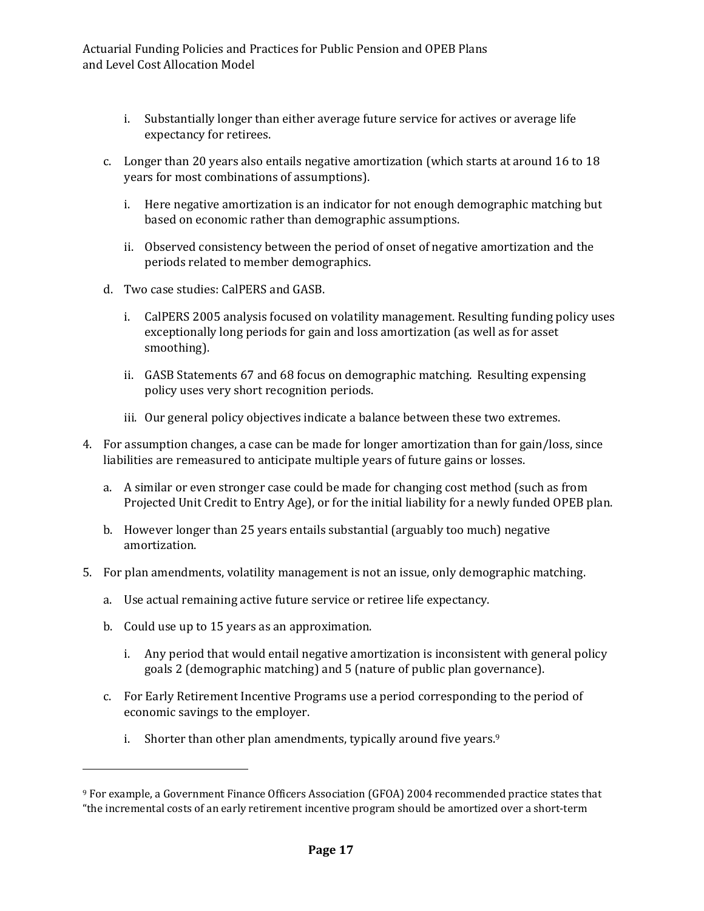- i. Substantially longer than either average future service for actives or average life expectancy for retirees.

  c. Longer than 20 years also entails negative amortization (which starts at around 16 to 18 years for most combinations of assumptions).

   - i. Here negative amortization is an indicator for not enough demographic matching but based on economic rather than demographic assumptions.
   - ii. Observed consistency between the period of onset of negative amortization and the periods related to member demographics.

  d. Two case studies: CalPERS and GASB.

   - i. CalPERS 2005 analysis focused on volatility management. Resulting funding policy uses exceptionally long periods for gain and loss amortization (as well as for asset smoothing).
   - ii. GASB Statements 67 and 68 focus on demographic matching. Resulting expensing policy uses very short recognition periods.
   - iii. Our general policy objectives indicate a balance between these two extremes.

4. For assumption changes, a case can be made for longer amortization than for gain/loss, since liabilities are remeasured to anticipate multiple years of future gains or losses.

  a. A similar or even stronger case could be made for changing cost method (such as from Projected Unit Credit to Entry Age), or for the initial liability for a newly funded OPEB plan.

  b. However longer than 25 years entails substantial (arguably too much) negative amortization.

5. For plan amendments, volatility management is not an issue, only demographic matching.

  a. Use actual remaining active future service or retiree life expectancy.

  b. Could use up to 15 years as an approximation.

   - i. Any period that would entail negative amortization is inconsistent with general policy goals 2 (demographic matching) and 5 (nature of public plan governance).

  c. For Early Retirement Incentive Programs use a period corresponding to the period of economic savings to the employer.

   - i. Shorter than other plan amendments, typically around five years.[9]

---

[9] For example, a Government Finance Officers Association (GFOA) 2004 recommended practice states that "the incremental costs of an early retirement incentive program should be amortized over a short-term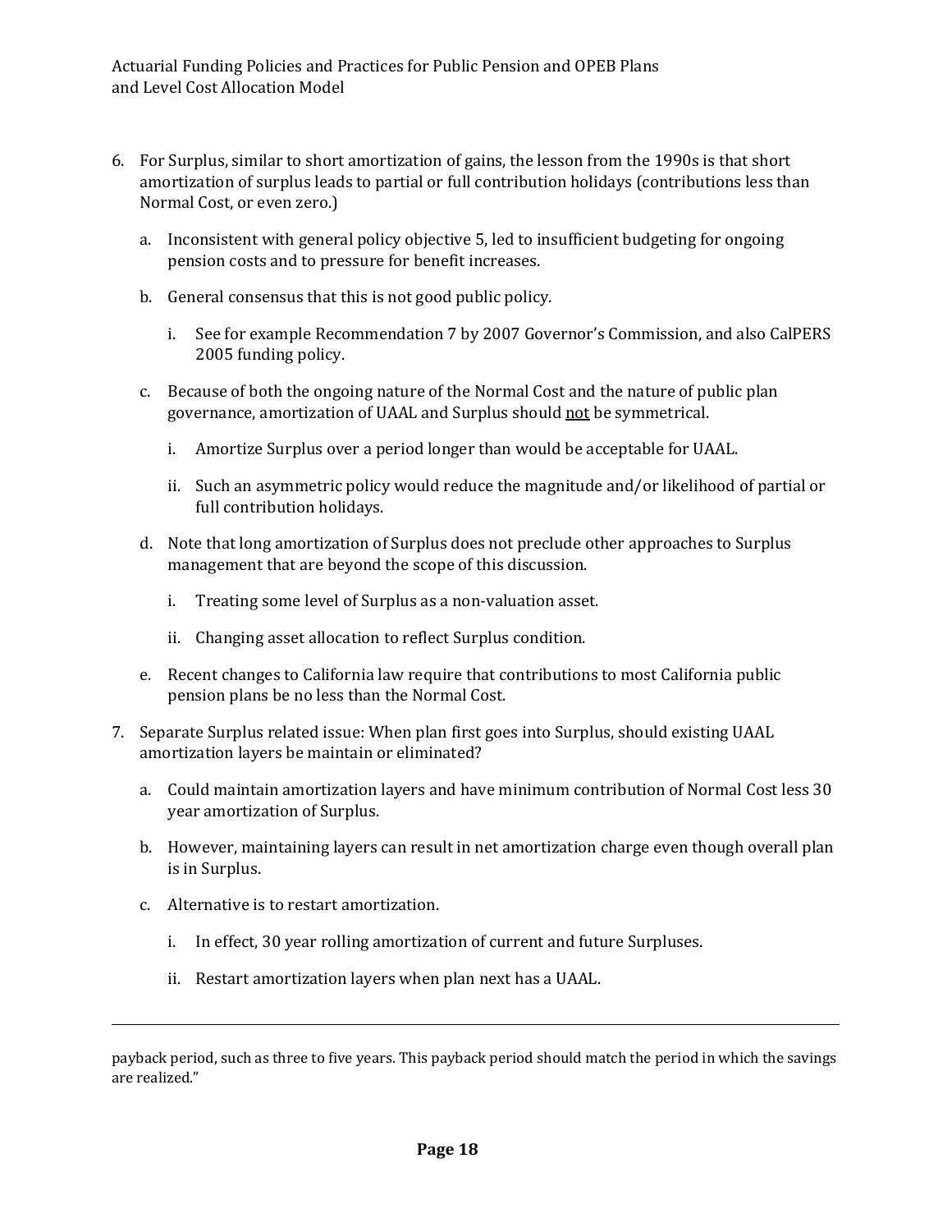6. For Surplus, similar to short amortization of gains, the lesson from the 1990s is that short amortization of surplus leads to partial or full contribution holidays (contributions less than Normal Cost, or even zero.)

    a. Inconsistent with general policy objective 5, led to insufficient budgeting for ongoing pension costs and to pressure for benefit increases.

    b. General consensus that this is not good public policy.

        i. See for example Recommendation 7 by 2007 Governor's Commission, and also CalPERS 2005 funding policy.

    c. Because of both the ongoing nature of the Normal Cost and the nature of public plan governance, amortization of UAAL and Surplus should <u>not</u> be symmetrical.

        i. Amortize Surplus over a period longer than would be acceptable for UAAL.

        ii. Such an asymmetric policy would reduce the magnitude and/or likelihood of partial or full contribution holidays.

    d. Note that long amortization of Surplus does not preclude other approaches to Surplus management that are beyond the scope of this discussion.

        i. Treating some level of Surplus as a non-valuation asset.

        ii. Changing asset allocation to reflect Surplus condition.

    e. Recent changes to California law require that contributions to most California public pension plans be no less than the Normal Cost.

7. Separate Surplus related issue: When plan first goes into Surplus, should existing UAAL amortization layers be maintain or eliminated?

    a. Could maintain amortization layers and have minimum contribution of Normal Cost less 30 year amortization of Surplus.

    b. However, maintaining layers can result in net amortization charge even though overall plan is in Surplus.

    c. Alternative is to restart amortization.

        i. In effect, 30 year rolling amortization of current and future Surpluses.

        ii. Restart amortization layers when plan next has a UAAL.

---

payback period, such as three to five years. This payback period should match the period in which the savings are realized."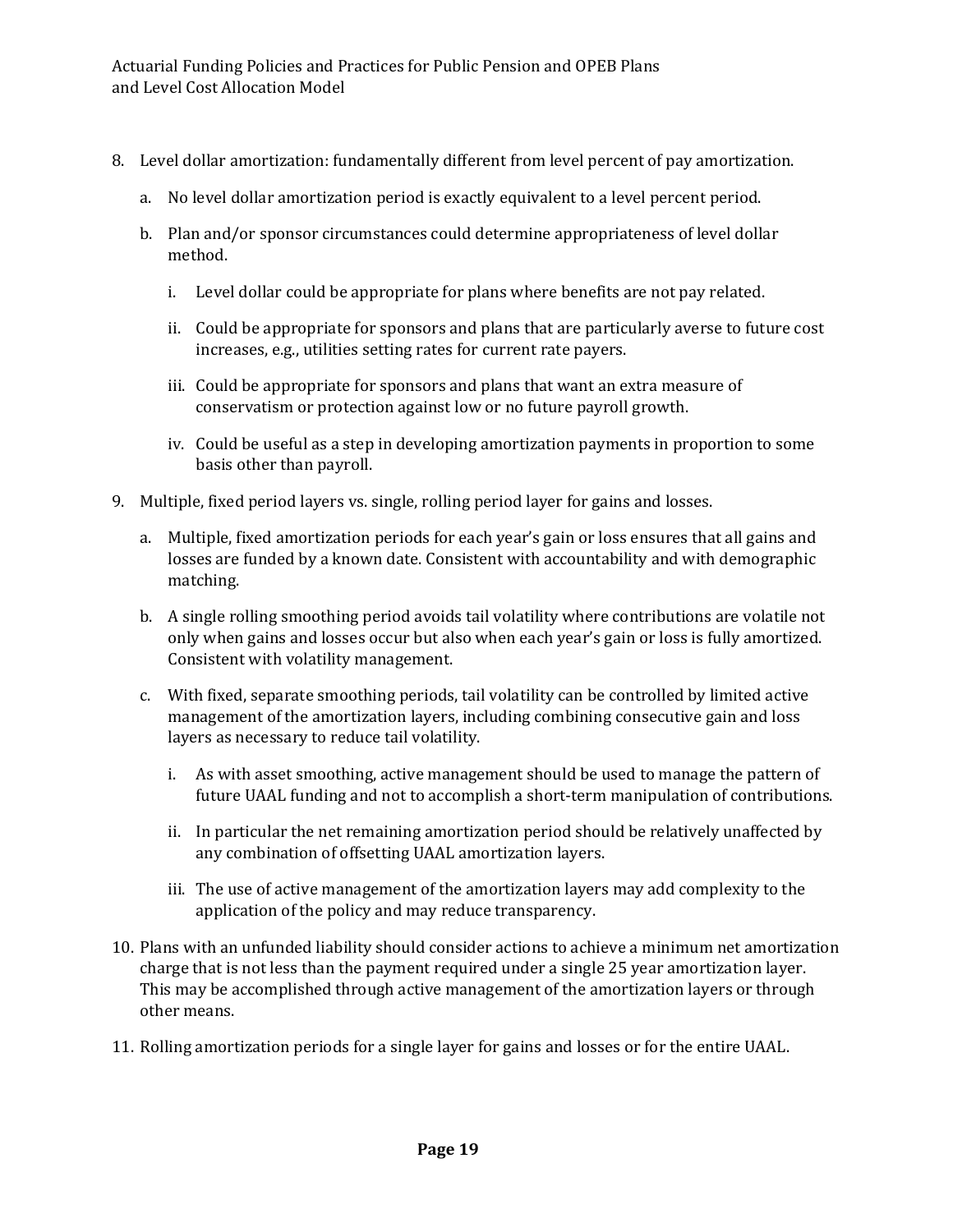8. Level dollar amortization: fundamentally different from level percent of pay amortization.

    a. No level dollar amortization period is exactly equivalent to a level percent period.

    b. Plan and/or sponsor circumstances could determine appropriateness of level dollar method.

        i. Level dollar could be appropriate for plans where benefits are not pay related.

        ii. Could be appropriate for sponsors and plans that are particularly averse to future cost increases, e.g., utilities setting rates for current rate payers.

        iii. Could be appropriate for sponsors and plans that want an extra measure of conservatism or protection against low or no future payroll growth.

        iv. Could be useful as a step in developing amortization payments in proportion to some basis other than payroll.

9. Multiple, fixed period layers vs. single, rolling period layer for gains and losses.

    a. Multiple, fixed amortization periods for each year's gain or loss ensures that all gains and losses are funded by a known date. Consistent with accountability and with demographic matching.

    b. A single rolling smoothing period avoids tail volatility where contributions are volatile not only when gains and losses occur but also when each year's gain or loss is fully amortized. Consistent with volatility management.

    c. With fixed, separate smoothing periods, tail volatility can be controlled by limited active management of the amortization layers, including combining consecutive gain and loss layers as necessary to reduce tail volatility.

        i. As with asset smoothing, active management should be used to manage the pattern of future UAAL funding and not to accomplish a short-term manipulation of contributions.

        ii. In particular the net remaining amortization period should be relatively unaffected by any combination of offsetting UAAL amortization layers.

        iii. The use of active management of the amortization layers may add complexity to the application of the policy and may reduce transparency.

10. Plans with an unfunded liability should consider actions to achieve a minimum net amortization charge that is not less than the payment required under a single 25 year amortization layer. This may be accomplished through active management of the amortization layers or through other means.

11. Rolling amortization periods for a single layer for gains and losses or for the entire UAAL.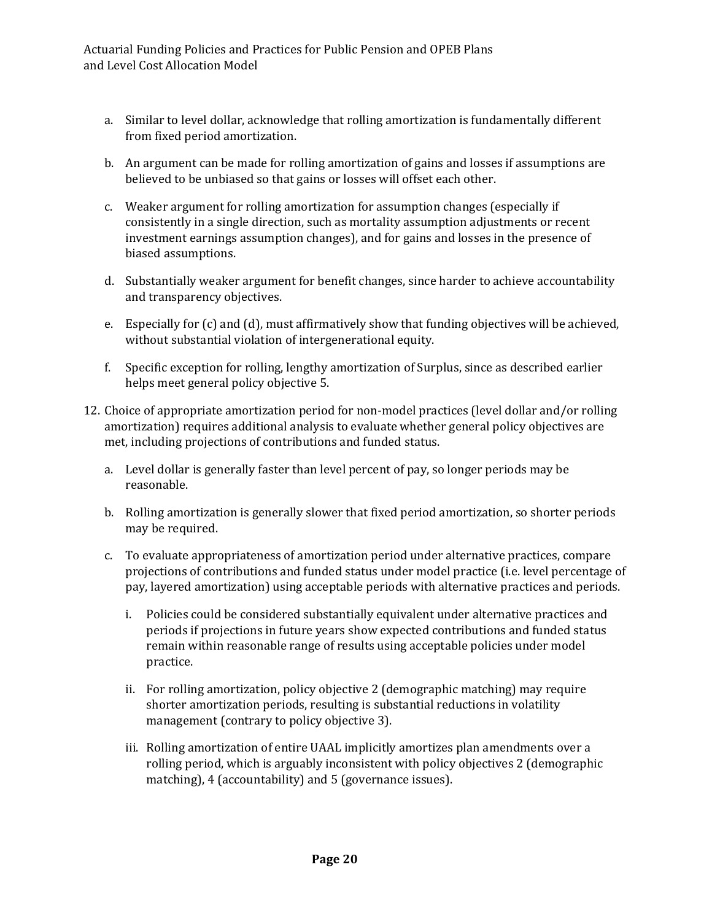a. Similar to level dollar, acknowledge that rolling amortization is fundamentally different from fixed period amortization.

b. An argument can be made for rolling amortization of gains and losses if assumptions are believed to be unbiased so that gains or losses will offset each other.

c. Weaker argument for rolling amortization for assumption changes (especially if consistently in a single direction, such as mortality assumption adjustments or recent investment earnings assumption changes), and for gains and losses in the presence of biased assumptions.

d. Substantially weaker argument for benefit changes, since harder to achieve accountability and transparency objectives.

e. Especially for (c) and (d), must affirmatively show that funding objectives will be achieved, without substantial violation of intergenerational equity.

f. Specific exception for rolling, lengthy amortization of Surplus, since as described earlier helps meet general policy objective 5.

12. Choice of appropriate amortization period for non-model practices (level dollar and/or rolling amortization) requires additional analysis to evaluate whether general policy objectives are met, including projections of contributions and funded status.

    a. Level dollar is generally faster than level percent of pay, so longer periods may be reasonable.

    b. Rolling amortization is generally slower that fixed period amortization, so shorter periods may be required.

    c. To evaluate appropriateness of amortization period under alternative practices, compare projections of contributions and funded status under model practice (i.e. level percentage of pay, layered amortization) using acceptable periods with alternative practices and periods.

        i. Policies could be considered substantially equivalent under alternative practices and periods if projections in future years show expected contributions and funded status remain within reasonable range of results using acceptable policies under model practice.

        ii. For rolling amortization, policy objective 2 (demographic matching) may require shorter amortization periods, resulting is substantial reductions in volatility management (contrary to policy objective 3).

        iii. Rolling amortization of entire UAAL implicitly amortizes plan amendments over a rolling period, which is arguably inconsistent with policy objectives 2 (demographic matching), 4 (accountability) and 5 (governance issues).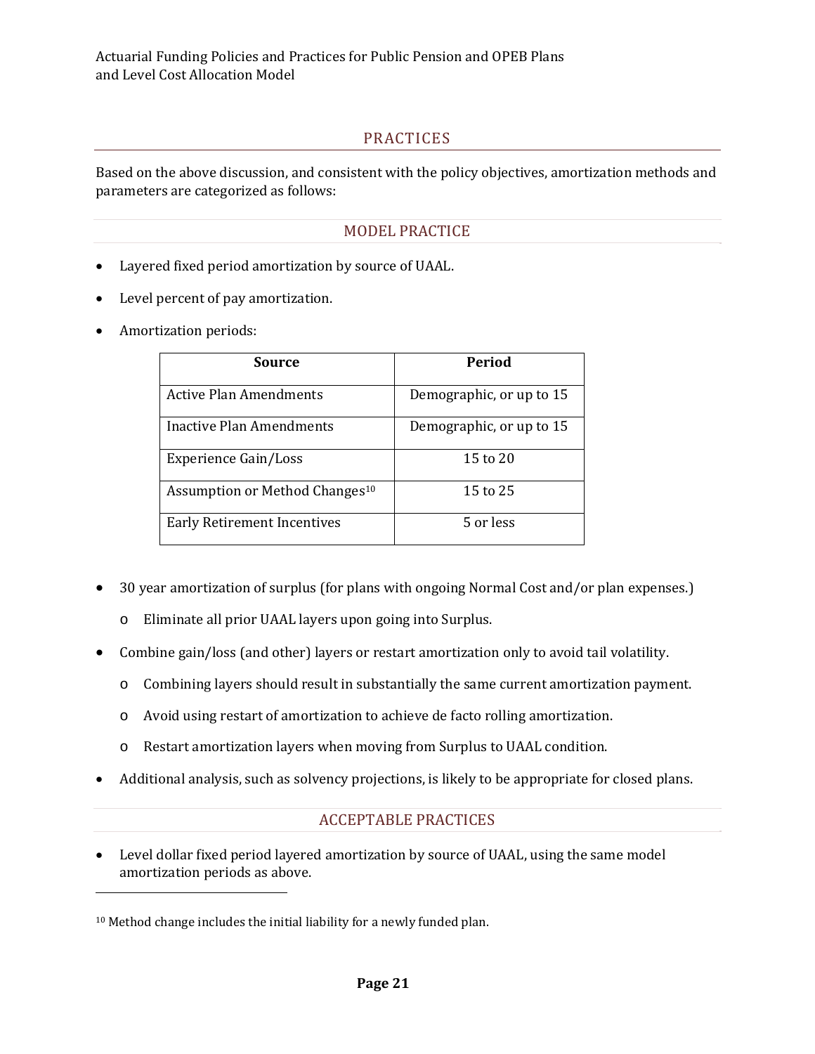## PRACTICES

Based on the above discussion, and consistent with the policy objectives, amortization methods and parameters are categorized as follows:

### MODEL PRACTICE

- Layered fixed period amortization by source of UAAL.
- Level percent of pay amortization.
- Amortization periods:

| Source | Period |
|---|---|
| Active Plan Amendments | Demographic, or up to 15 |
| Inactive Plan Amendments | Demographic, or up to 15 |
| Experience Gain/Loss | 15 to 20 |
| Assumption or Method Changes[10] | 15 to 25 |
| Early Retirement Incentives | 5 or less |

- 30 year amortization of surplus (for plans with ongoing Normal Cost and/or plan expenses.)
  - Eliminate all prior UAAL layers upon going into Surplus.
- Combine gain/loss (and other) layers or restart amortization only to avoid tail volatility.
  - Combining layers should result in substantially the same current amortization payment.
  - Avoid using restart of amortization to achieve de facto rolling amortization.
  - Restart amortization layers when moving from Surplus to UAAL condition.
- Additional analysis, such as solvency projections, is likely to be appropriate for closed plans.

### ACCEPTABLE PRACTICES

- Level dollar fixed period layered amortization by source of UAAL, using the same model amortization periods as above.

[10] Method change includes the initial liability for a newly funded plan.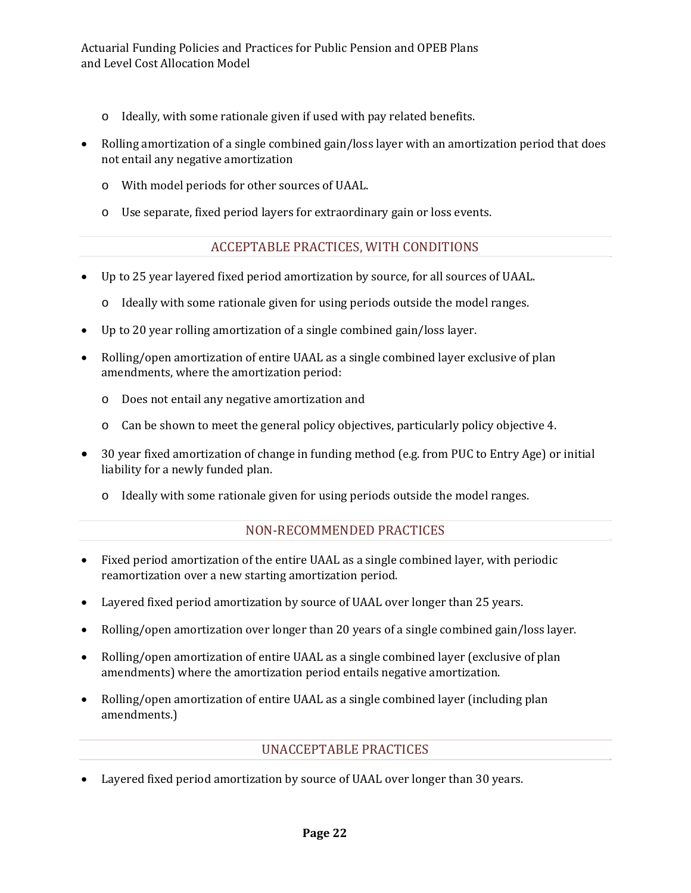- Ideally, with some rationale given if used with pay related benefits.

- Rolling amortization of a single combined gain/loss layer with an amortization period that does not entail any negative amortization
  - With model periods for other sources of UAAL.
  - Use separate, fixed period layers for extraordinary gain or loss events.

## ACCEPTABLE PRACTICES, WITH CONDITIONS

- Up to 25 year layered fixed period amortization by source, for all sources of UAAL.
  - Ideally with some rationale given for using periods outside the model ranges.
- Up to 20 year rolling amortization of a single combined gain/loss layer.
- Rolling/open amortization of entire UAAL as a single combined layer exclusive of plan amendments, where the amortization period:
  - Does not entail any negative amortization and
  - Can be shown to meet the general policy objectives, particularly policy objective 4.
- 30 year fixed amortization of change in funding method (e.g. from PUC to Entry Age) or initial liability for a newly funded plan.
  - Ideally with some rationale given for using periods outside the model ranges.

## NON-RECOMMENDED PRACTICES

- Fixed period amortization of the entire UAAL as a single combined layer, with periodic reamortization over a new starting amortization period.
- Layered fixed period amortization by source of UAAL over longer than 25 years.
- Rolling/open amortization over longer than 20 years of a single combined gain/loss layer.
- Rolling/open amortization of entire UAAL as a single combined layer (exclusive of plan amendments) where the amortization period entails negative amortization.
- Rolling/open amortization of entire UAAL as a single combined layer (including plan amendments.)

## UNACCEPTABLE PRACTICES

- Layered fixed period amortization by source of UAAL over longer than 30 years.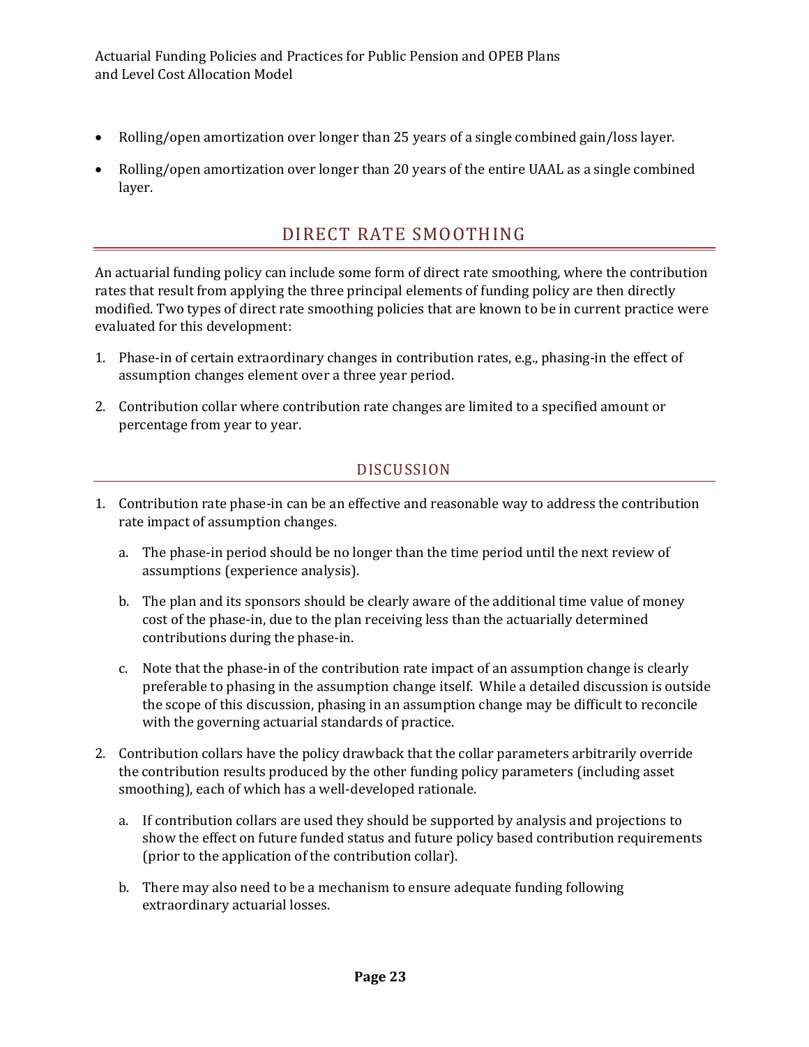- Rolling/open amortization over longer than 25 years of a single combined gain/loss layer.
- Rolling/open amortization over longer than 20 years of the entire UAAL as a single combined layer.

## DIRECT RATE SMOOTHING

An actuarial funding policy can include some form of direct rate smoothing, where the contribution rates that result from applying the three principal elements of funding policy are then directly modified. Two types of direct rate smoothing policies that are known to be in current practice were evaluated for this development:

1. Phase-in of certain extraordinary changes in contribution rates, e.g., phasing-in the effect of assumption changes element over a three year period.
2. Contribution collar where contribution rate changes are limited to a specified amount or percentage from year to year.

### DISCUSSION

1. Contribution rate phase-in can be an effective and reasonable way to address the contribution rate impact of assumption changes.
   a. The phase-in period should be no longer than the time period until the next review of assumptions (experience analysis).
   b. The plan and its sponsors should be clearly aware of the additional time value of money cost of the phase-in, due to the plan receiving less than the actuarially determined contributions during the phase-in.
   c. Note that the phase-in of the contribution rate impact of an assumption change is clearly preferable to phasing in the assumption change itself. While a detailed discussion is outside the scope of this discussion, phasing in an assumption change may be difficult to reconcile with the governing actuarial standards of practice.
2. Contribution collars have the policy drawback that the collar parameters arbitrarily override the contribution results produced by the other funding policy parameters (including asset smoothing), each of which has a well-developed rationale.
   a. If contribution collars are used they should be supported by analysis and projections to show the effect on future funded status and future policy based contribution requirements (prior to the application of the contribution collar).
   b. There may also need to be a mechanism to ensure adequate funding following extraordinary actuarial losses.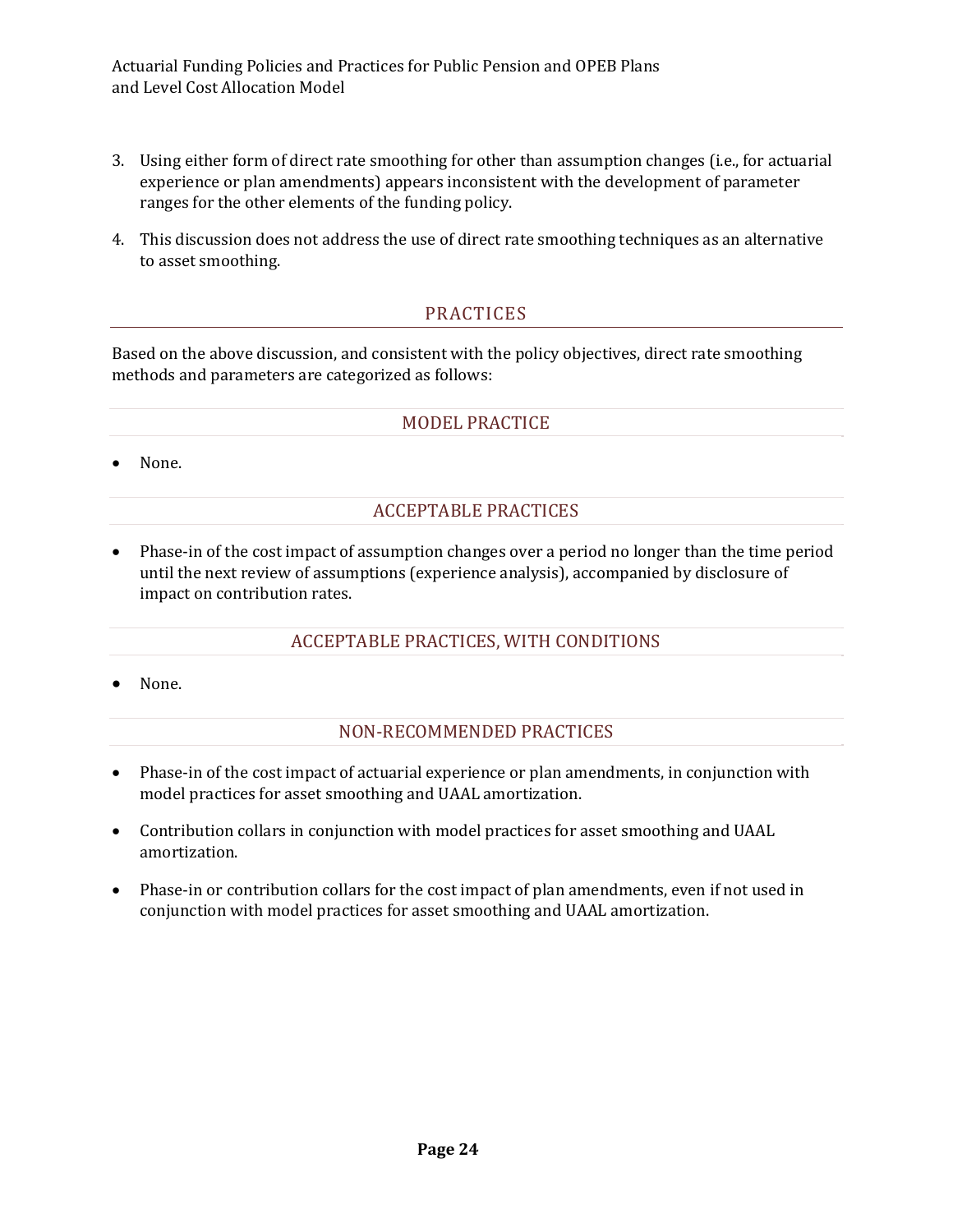3. Using either form of direct rate smoothing for other than assumption changes (i.e., for actuarial experience or plan amendments) appears inconsistent with the development of parameter ranges for the other elements of the funding policy.

4. This discussion does not address the use of direct rate smoothing techniques as an alternative to asset smoothing.

## PRACTICES

Based on the above discussion, and consistent with the policy objectives, direct rate smoothing methods and parameters are categorized as follows:

### MODEL PRACTICE

- None.

### ACCEPTABLE PRACTICES

- Phase-in of the cost impact of assumption changes over a period no longer than the time period until the next review of assumptions (experience analysis), accompanied by disclosure of impact on contribution rates.

### ACCEPTABLE PRACTICES, WITH CONDITIONS

- None.

### NON-RECOMMENDED PRACTICES

- Phase-in of the cost impact of actuarial experience or plan amendments, in conjunction with model practices for asset smoothing and UAAL amortization.
- Contribution collars in conjunction with model practices for asset smoothing and UAAL amortization.
- Phase-in or contribution collars for the cost impact of plan amendments, even if not used in conjunction with model practices for asset smoothing and UAAL amortization.